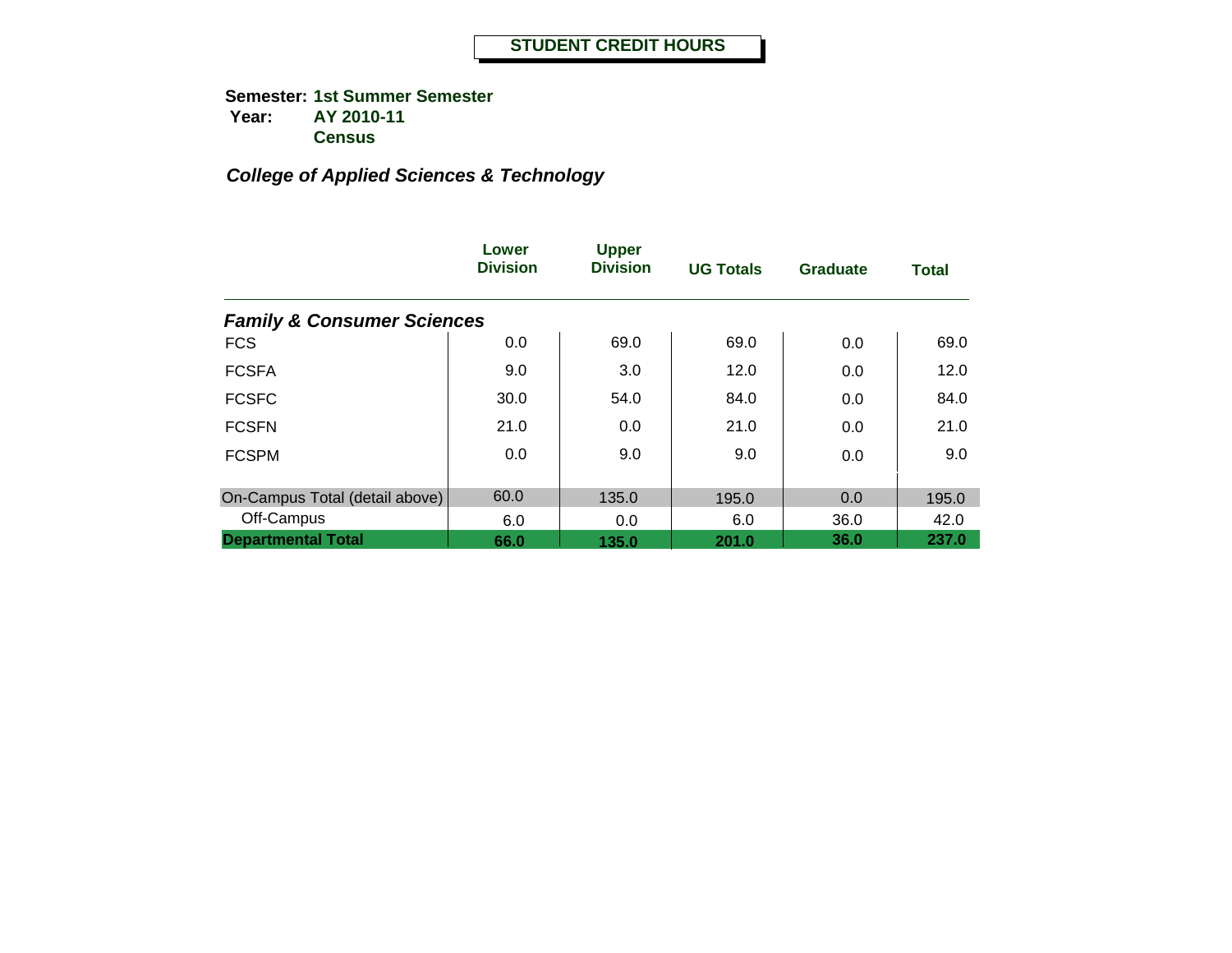# STUDENT CREDIT HOURS

**Semester:** **1st Summer Semester**
**Year:** **AY 2010-11**
**Census**

## *College of Applied Sciences & Technology*

| | Lower Division | Upper Division | UG Totals | Graduate | Total |
|---|---|---|---|---|---|
| ***Family & Consumer Sciences*** | | | | | |
| FCS | 0.0 | 69.0 | 69.0 | 0.0 | 69.0 |
| FCSFA | 9.0 | 3.0 | 12.0 | 0.0 | 12.0 |
| FCSFC | 30.0 | 54.0 | 84.0 | 0.0 | 84.0 |
| FCSFN | 21.0 | 0.0 | 21.0 | 0.0 | 21.0 |
| FCSPM | 0.0 | 9.0 | 9.0 | 0.0 | 9.0 |
| On-Campus Total (detail above) | 60.0 | 135.0 | 195.0 | 0.0 | 195.0 |
| Off-Campus | 6.0 | 0.0 | 6.0 | 36.0 | 42.0 |
| **Departmental Total** | **66.0** | **135.0** | **201.0** | **36.0** | **237.0** |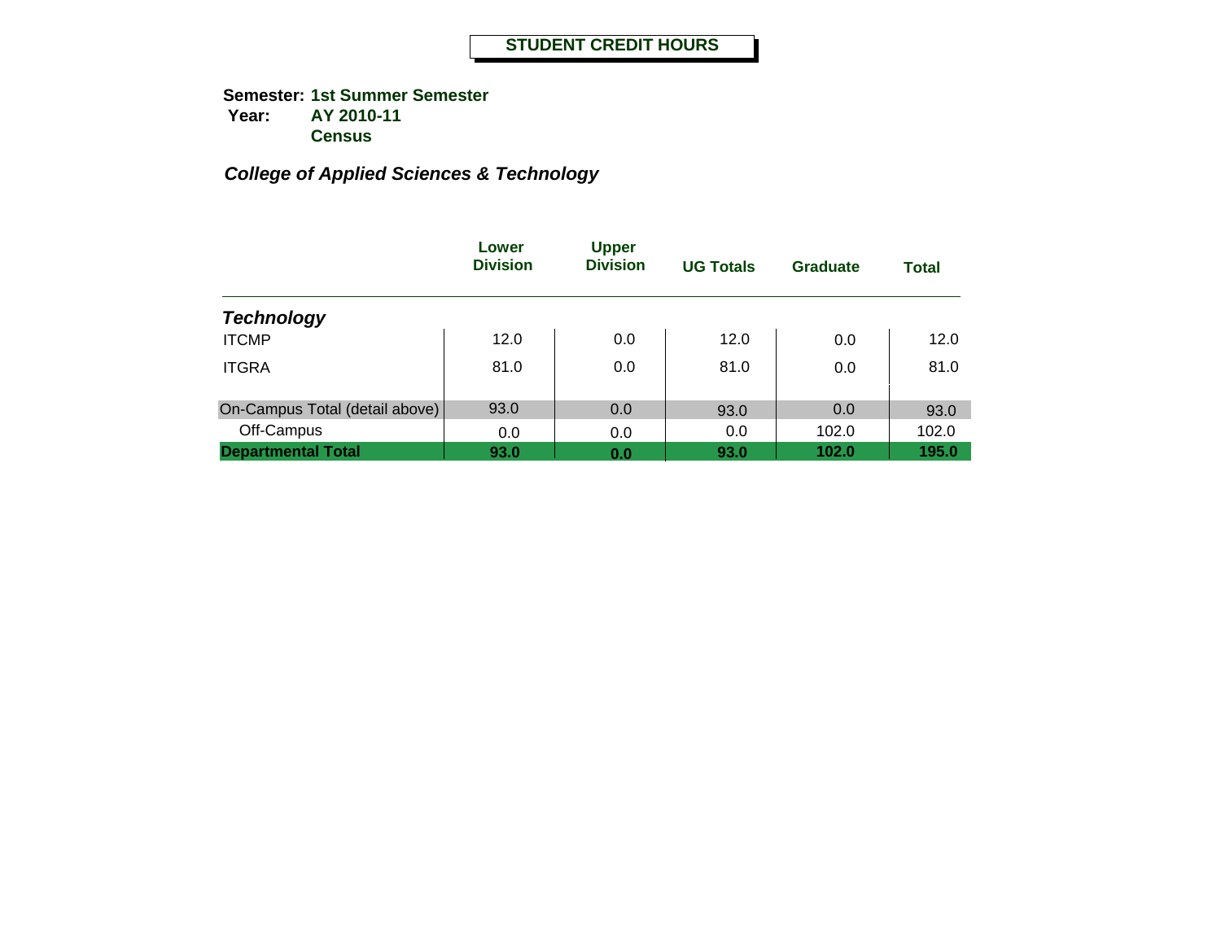# STUDENT CREDIT HOURS

**Semester: 1st Summer Semester**
**Year: AY 2010-11**
**Census**

***College of Applied Sciences & Technology***

| | Lower Division | Upper Division | UG Totals | Graduate | Total |
|---|---|---|---|---|---|
| ***Technology*** | | | | | |
| ITCMP | 12.0 | 0.0 | 12.0 | 0.0 | 12.0 |
| ITGRA | 81.0 | 0.0 | 81.0 | 0.0 | 81.0 |
| On-Campus Total (detail above) | 93.0 | 0.0 | 93.0 | 0.0 | 93.0 |
| Off-Campus | 0.0 | 0.0 | 0.0 | 102.0 | 102.0 |
| **Departmental Total** | **93.0** | **0.0** | **93.0** | **102.0** | **195.0** |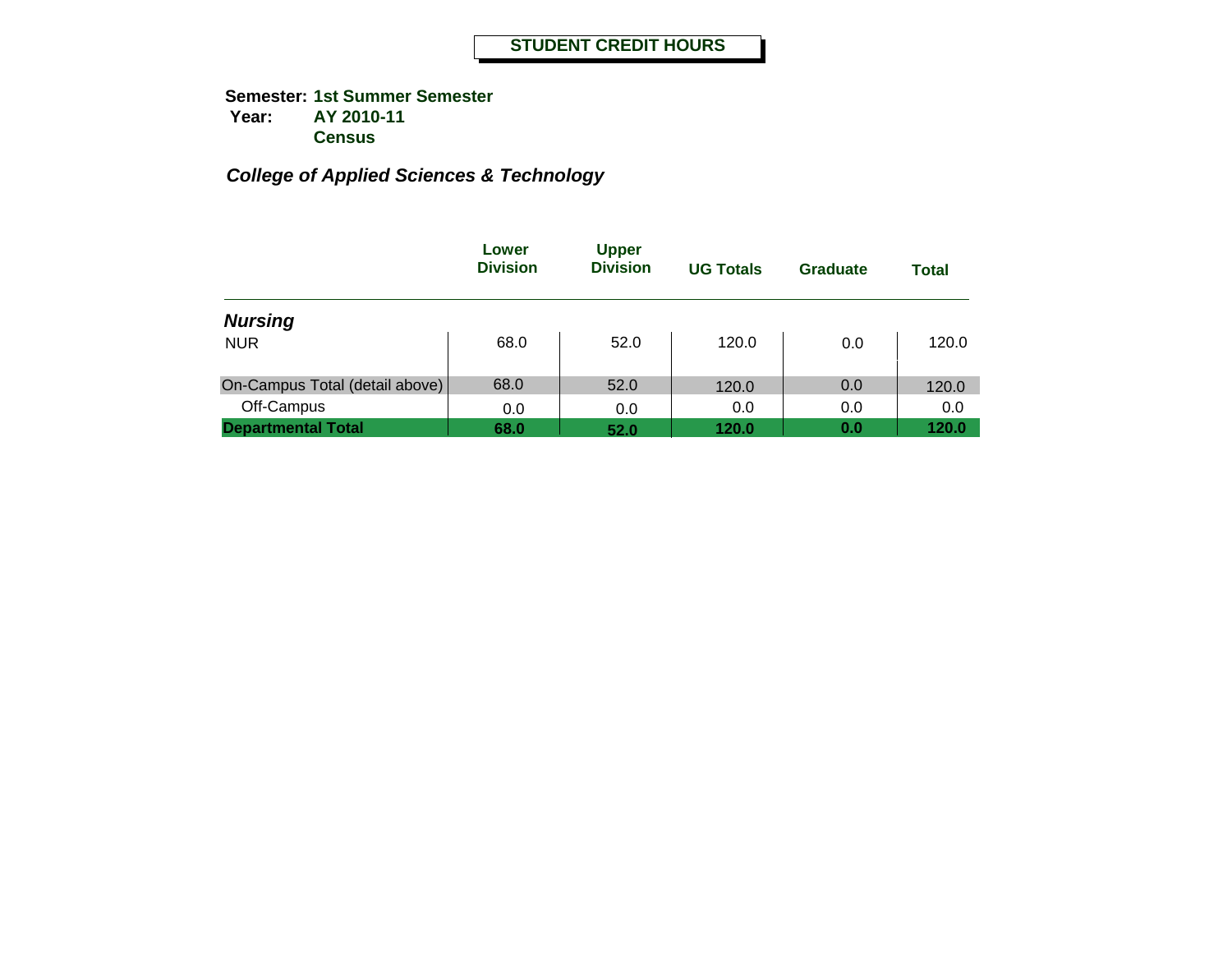# STUDENT CREDIT HOURS

**Semester:** **1st Summer Semester**
**Year:** **AY 2010-11**
**Census**

### *College of Applied Sciences & Technology*

| | Lower Division | Upper Division | UG Totals | Graduate | Total |
|---|---|---|---|---|---|
| ***Nursing*** | | | | | |
| NUR | 68.0 | 52.0 | 120.0 | 0.0 | 120.0 |
| On-Campus Total (detail above) | 68.0 | 52.0 | 120.0 | 0.0 | 120.0 |
| Off-Campus | 0.0 | 0.0 | 0.0 | 0.0 | 0.0 |
| **Departmental Total** | **68.0** | **52.0** | **120.0** | **0.0** | **120.0** |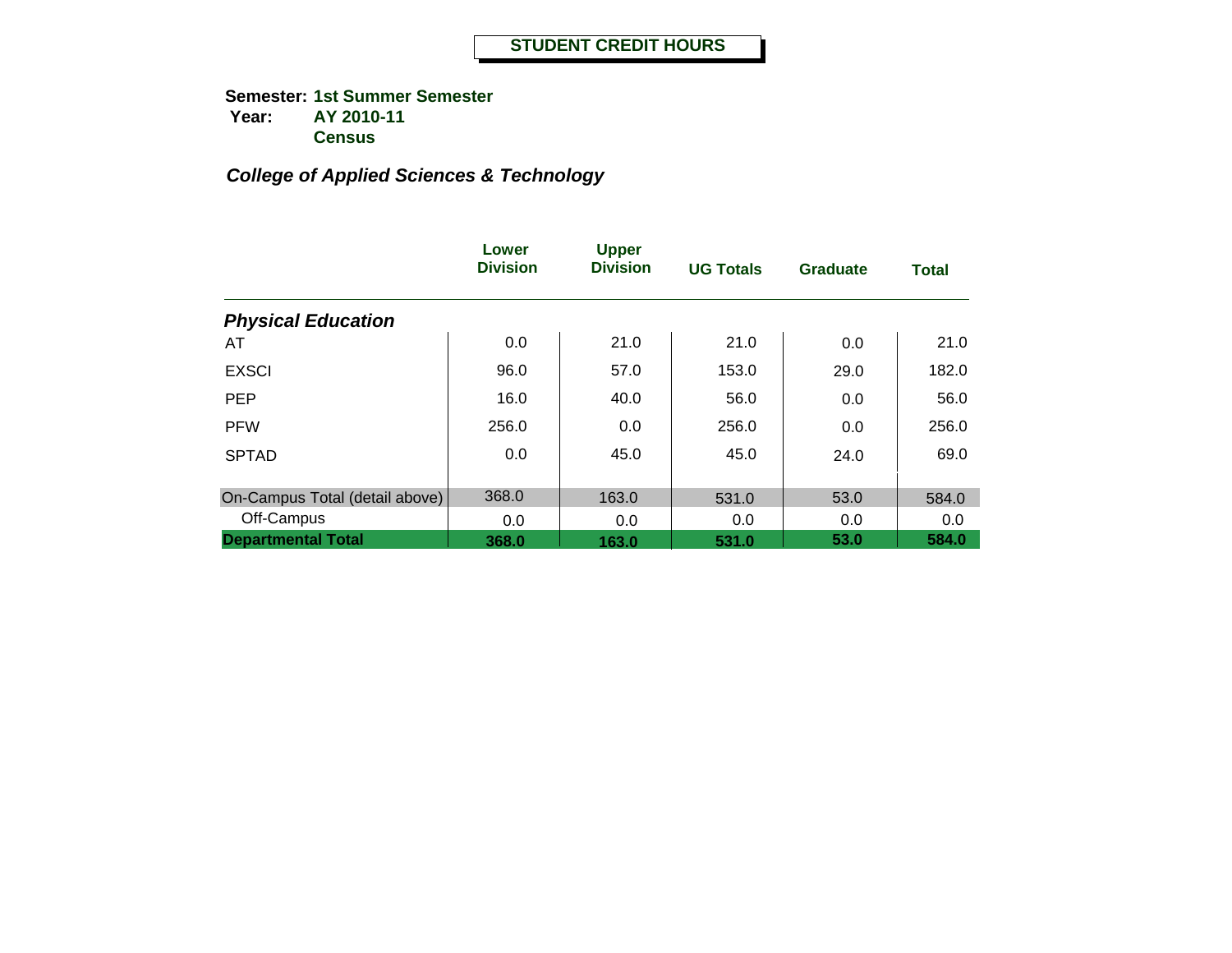# STUDENT CREDIT HOURS

**Semester:** **1st Summer Semester**
**Year:** **AY 2010-11**
**Census**

***College of Applied Sciences & Technology***

| | Lower Division | Upper Division | UG Totals | Graduate | Total |
|---|---|---|---|---|---|
| ***Physical Education*** | | | | | |
| AT | 0.0 | 21.0 | 21.0 | 0.0 | 21.0 |
| EXSCI | 96.0 | 57.0 | 153.0 | 29.0 | 182.0 |
| PEP | 16.0 | 40.0 | 56.0 | 0.0 | 56.0 |
| PFW | 256.0 | 0.0 | 256.0 | 0.0 | 256.0 |
| SPTAD | 0.0 | 45.0 | 45.0 | 24.0 | 69.0 |
| On-Campus Total (detail above) | 368.0 | 163.0 | 531.0 | 53.0 | 584.0 |
| Off-Campus | 0.0 | 0.0 | 0.0 | 0.0 | 0.0 |
| **Departmental Total** | **368.0** | **163.0** | **531.0** | **53.0** | **584.0** |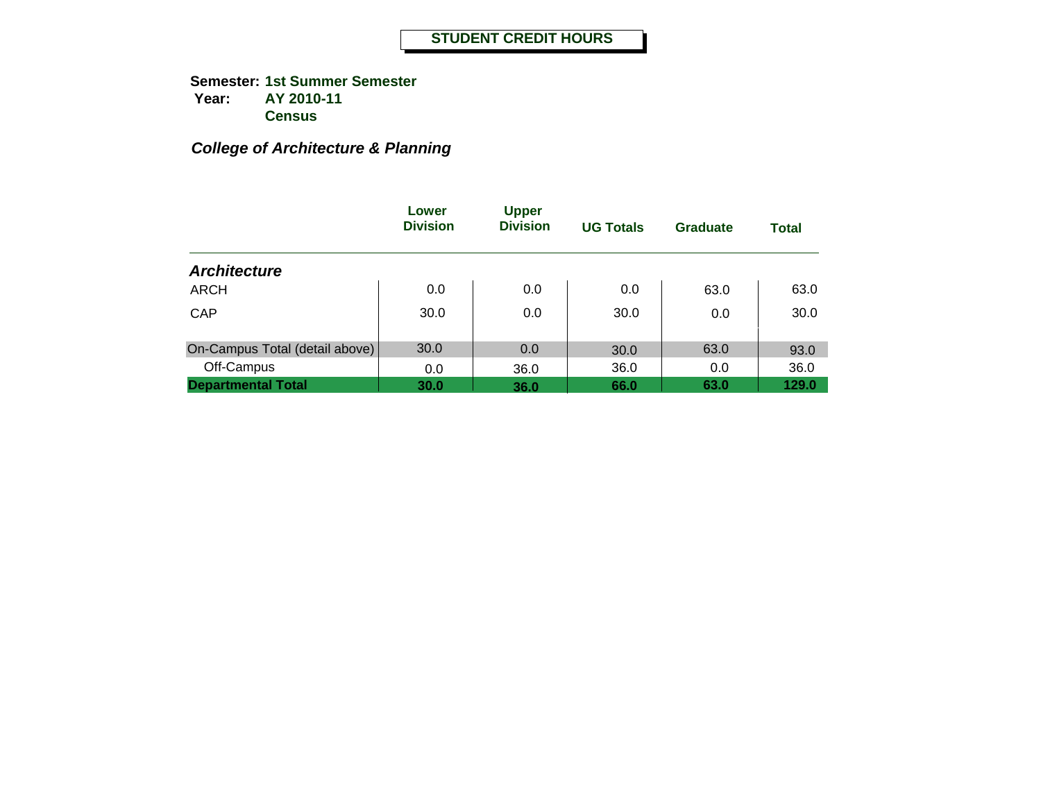# STUDENT CREDIT HOURS

**Semester:** **1st Summer Semester**
**Year:** **AY 2010-11**
**Census**

***College of Architecture & Planning***

| | Lower Division | Upper Division | UG Totals | Graduate | Total |
|---|---|---|---|---|---|
| ***Architecture*** | | | | | |
| ARCH | 0.0 | 0.0 | 0.0 | 63.0 | 63.0 |
| CAP | 30.0 | 0.0 | 30.0 | 0.0 | 30.0 |
| On-Campus Total (detail above) | 30.0 | 0.0 | 30.0 | 63.0 | 93.0 |
| Off-Campus | 0.0 | 36.0 | 36.0 | 0.0 | 36.0 |
| **Departmental Total** | **30.0** | **36.0** | **66.0** | **63.0** | **129.0** |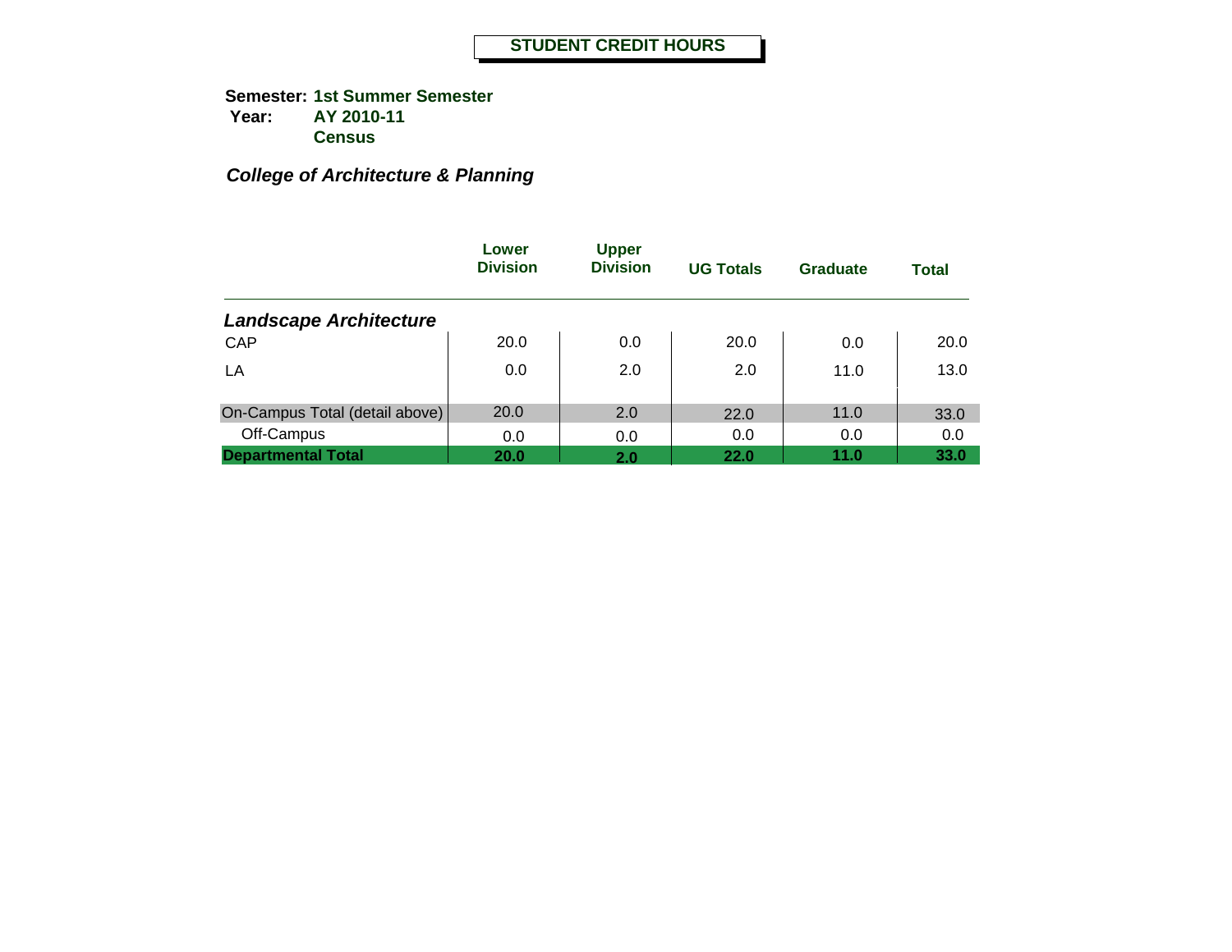# STUDENT CREDIT HOURS

**Semester:** **1st Summer Semester**
**Year:** **AY 2010-11**
**Census**

## *College of Architecture & Planning*

| | Lower Division | Upper Division | UG Totals | Graduate | Total |
|---|---|---|---|---|---|
| ***Landscape Architecture*** | | | | | |
| CAP | 20.0 | 0.0 | 20.0 | 0.0 | 20.0 |
| LA | 0.0 | 2.0 | 2.0 | 11.0 | 13.0 |
| On-Campus Total (detail above) | 20.0 | 2.0 | 22.0 | 11.0 | 33.0 |
| Off-Campus | 0.0 | 0.0 | 0.0 | 0.0 | 0.0 |
| **Departmental Total** | **20.0** | **2.0** | **22.0** | **11.0** | **33.0** |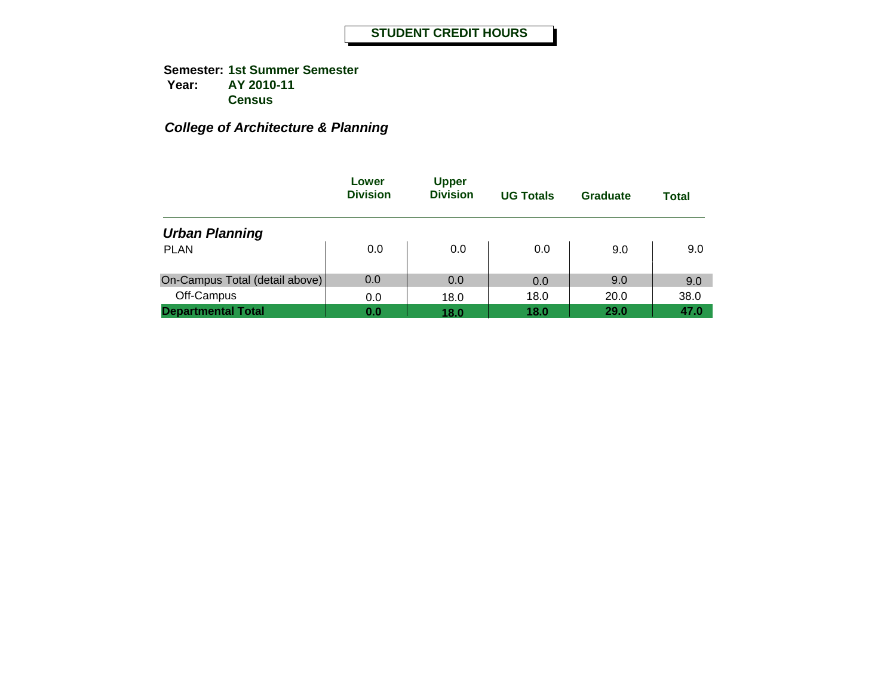**STUDENT CREDIT HOURS**

**Semester: 1st Summer Semester**
**Year: AY 2010-11**
**Census**

***College of Architecture & Planning***

| | Lower Division | Upper Division | UG Totals | Graduate | Total |
|---|---|---|---|---|---|
| ***Urban Planning*** | | | | | |
| PLAN | 0.0 | 0.0 | 0.0 | 9.0 | 9.0 |
| On-Campus Total (detail above) | 0.0 | 0.0 | 0.0 | 9.0 | 9.0 |
| Off-Campus | 0.0 | 18.0 | 18.0 | 20.0 | 38.0 |
| **Departmental Total** | **0.0** | **18.0** | **18.0** | **29.0** | **47.0** |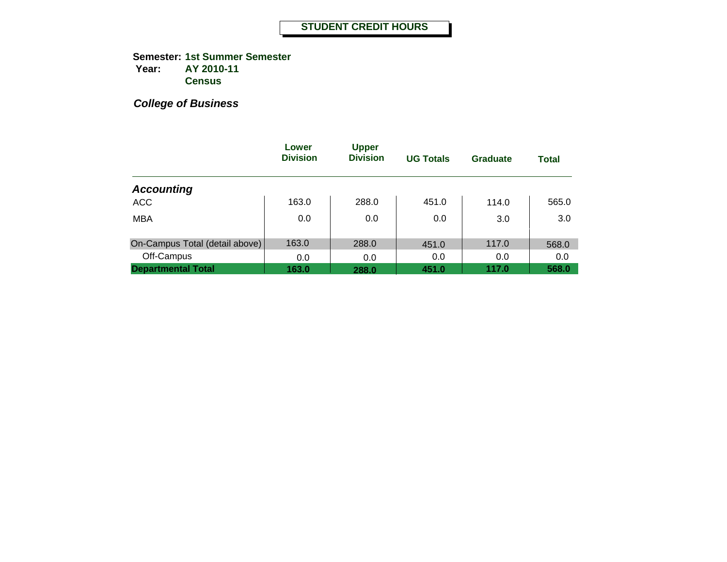# STUDENT CREDIT HOURS

**Semester:** **1st Summer Semester**
**Year:** **AY 2010-11**
**Census**

***College of Business***

| | Lower Division | Upper Division | UG Totals | Graduate | Total |
|---|---|---|---|---|---|
| ***Accounting*** | | | | | |
| ACC | 163.0 | 288.0 | 451.0 | 114.0 | 565.0 |
| MBA | 0.0 | 0.0 | 0.0 | 3.0 | 3.0 |
| On-Campus Total (detail above) | 163.0 | 288.0 | 451.0 | 117.0 | 568.0 |
| Off-Campus | 0.0 | 0.0 | 0.0 | 0.0 | 0.0 |
| **Departmental Total** | **163.0** | **288.0** | **451.0** | **117.0** | **568.0** |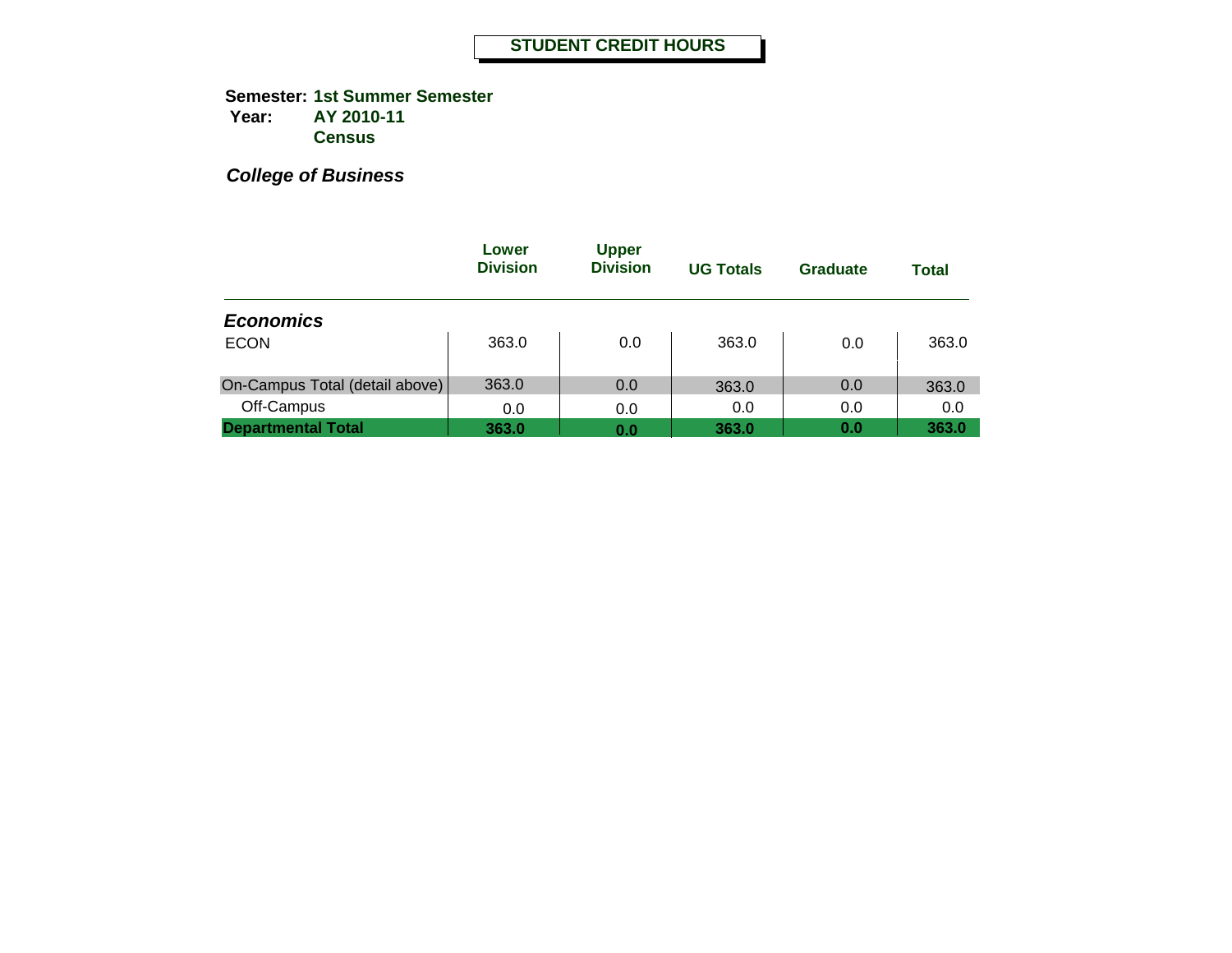# STUDENT CREDIT HOURS

**Semester:** **1st Summer Semester**
**Year:** **AY 2010-11**
**Census**

***College of Business***

| | Lower Division | Upper Division | UG Totals | Graduate | Total |
|---|---|---|---|---|---|
| ***Economics*** | | | | | |
| ECON | 363.0 | 0.0 | 363.0 | 0.0 | 363.0 |
| On-Campus Total (detail above) | 363.0 | 0.0 | 363.0 | 0.0 | 363.0 |
| Off-Campus | 0.0 | 0.0 | 0.0 | 0.0 | 0.0 |
| **Departmental Total** | **363.0** | **0.0** | **363.0** | **0.0** | **363.0** |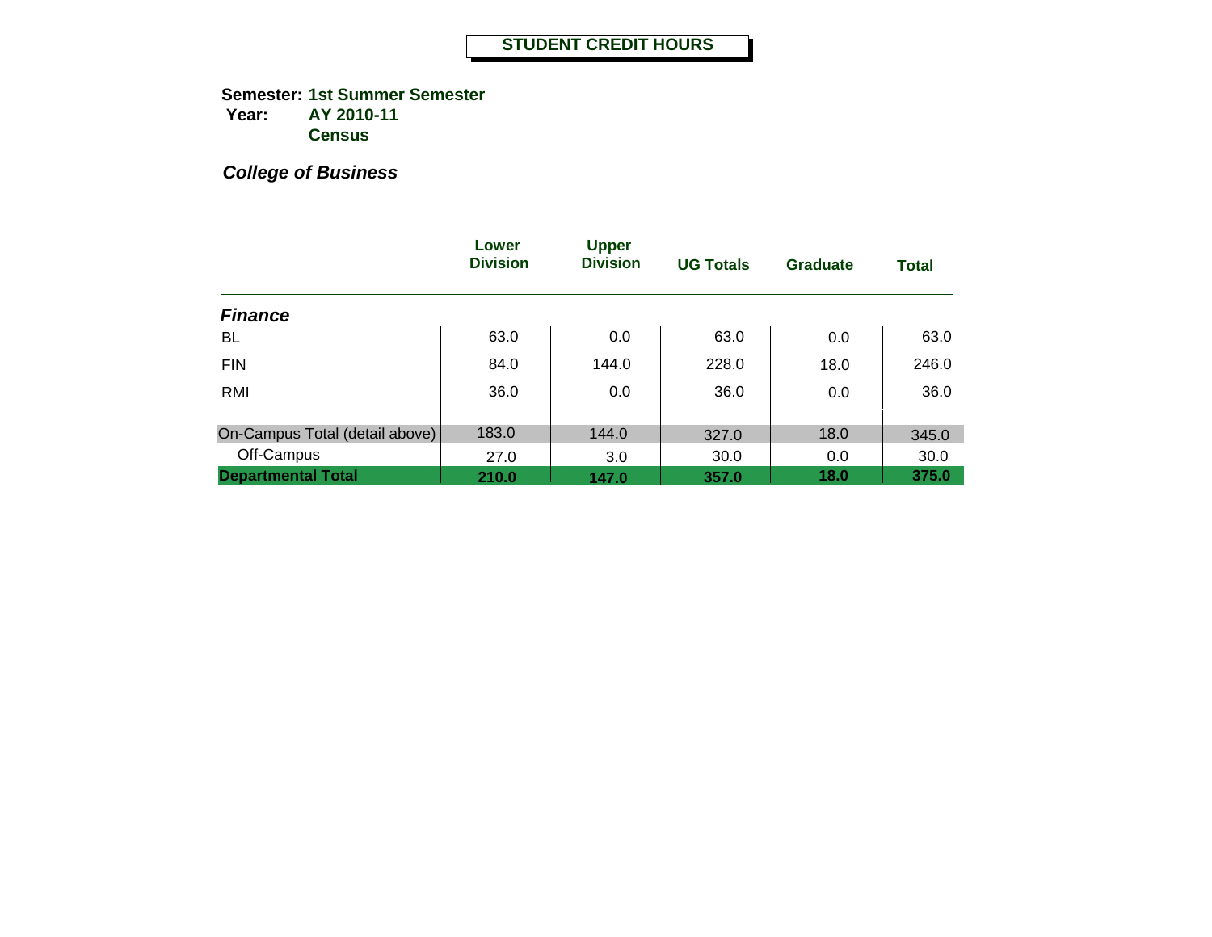# STUDENT CREDIT HOURS

**Semester:** **1st Summer Semester**
**Year:** **AY 2010-11**
**Census**

***College of Business***

| | Lower Division | Upper Division | UG Totals | Graduate | Total |
|---|---|---|---|---|---|
| ***Finance*** | | | | | |
| BL | 63.0 | 0.0 | 63.0 | 0.0 | 63.0 |
| FIN | 84.0 | 144.0 | 228.0 | 18.0 | 246.0 |
| RMI | 36.0 | 0.0 | 36.0 | 0.0 | 36.0 |
| On-Campus Total (detail above) | 183.0 | 144.0 | 327.0 | 18.0 | 345.0 |
| Off-Campus | 27.0 | 3.0 | 30.0 | 0.0 | 30.0 |
| **Departmental Total** | **210.0** | **147.0** | **357.0** | **18.0** | **375.0** |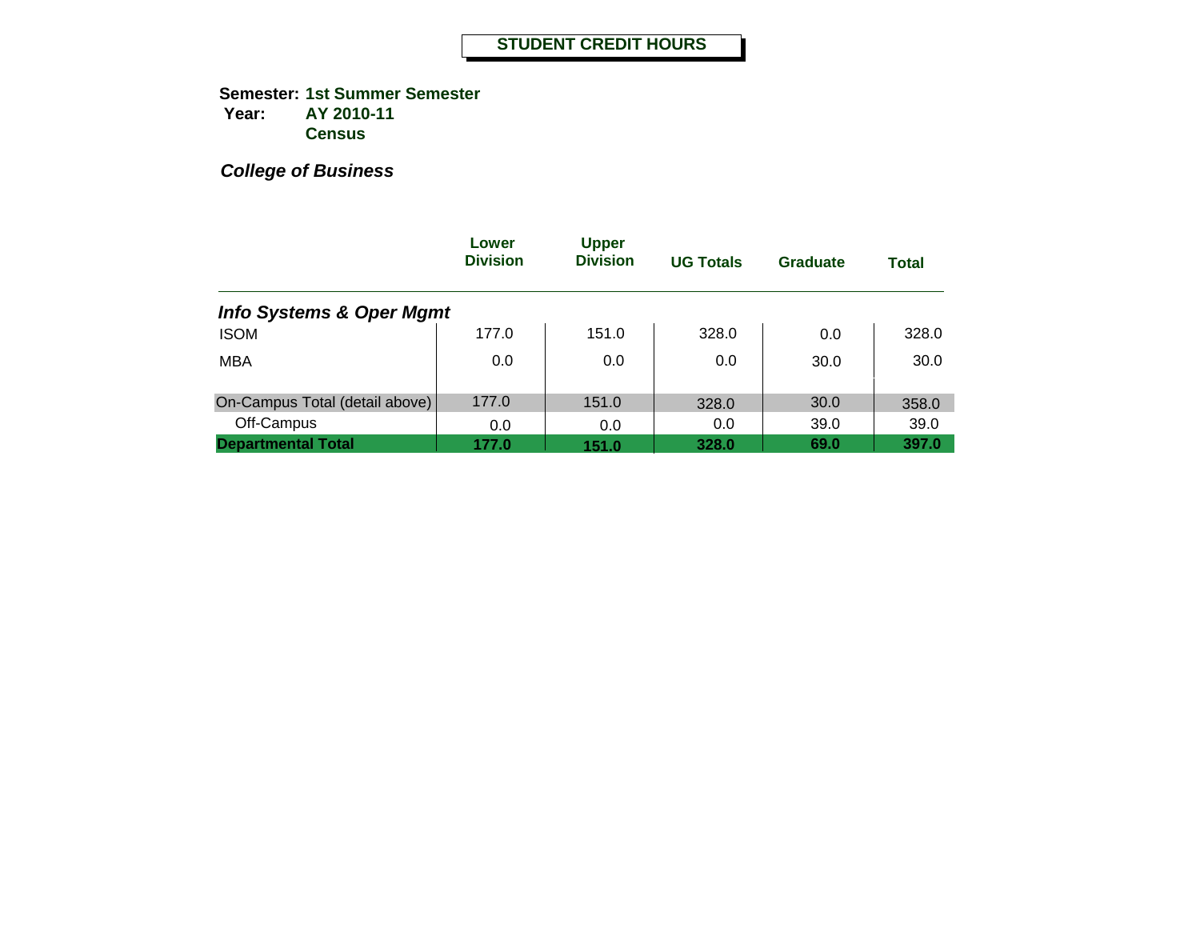# STUDENT CREDIT HOURS

**Semester:** **1st Summer Semester**
**Year:** **AY 2010-11**
**Census**

***College of Business***

| | Lower Division | Upper Division | UG Totals | Graduate | Total |
|---|---|---|---|---|---|
| ***Info Systems & Oper Mgmt*** | | | | | |
| ISOM | 177.0 | 151.0 | 328.0 | 0.0 | 328.0 |
| MBA | 0.0 | 0.0 | 0.0 | 30.0 | 30.0 |
| On-Campus Total (detail above) | 177.0 | 151.0 | 328.0 | 30.0 | 358.0 |
| Off-Campus | 0.0 | 0.0 | 0.0 | 39.0 | 39.0 |
| **Departmental Total** | **177.0** | **151.0** | **328.0** | **69.0** | **397.0** |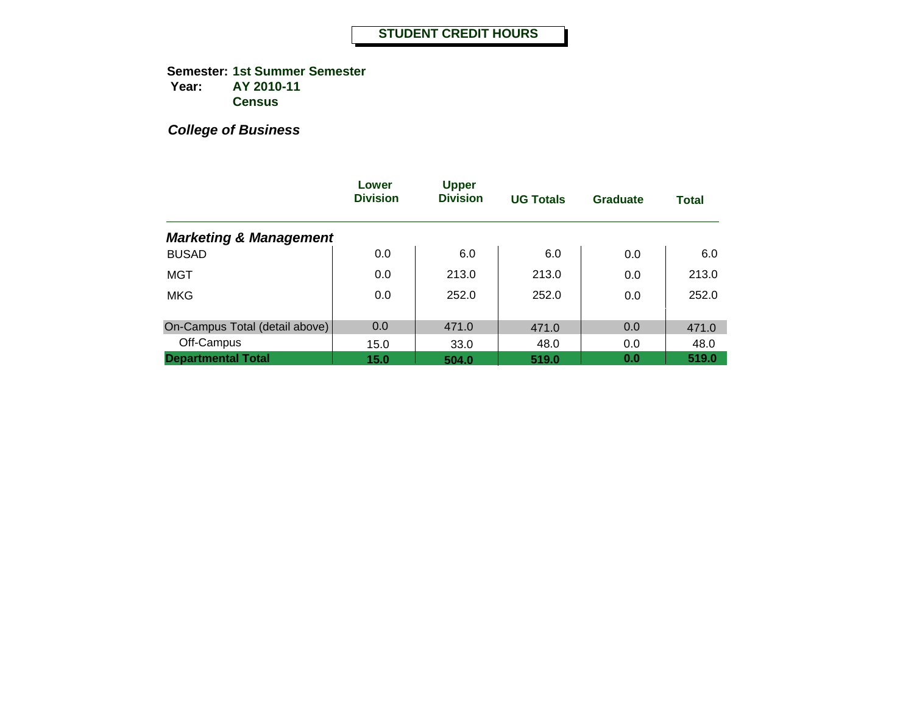# STUDENT CREDIT HOURS

**Semester:** **1st Summer Semester**
**Year:** **AY 2010-11**
**Census**

***College of Business***

| | Lower Division | Upper Division | UG Totals | Graduate | Total |
|---|---|---|---|---|---|
| ***Marketing & Management*** | | | | | |
| BUSAD | 0.0 | 6.0 | 6.0 | 0.0 | 6.0 |
| MGT | 0.0 | 213.0 | 213.0 | 0.0 | 213.0 |
| MKG | 0.0 | 252.0 | 252.0 | 0.0 | 252.0 |
| On-Campus Total (detail above) | 0.0 | 471.0 | 471.0 | 0.0 | 471.0 |
| Off-Campus | 15.0 | 33.0 | 48.0 | 0.0 | 48.0 |
| **Departmental Total** | **15.0** | **504.0** | **519.0** | **0.0** | **519.0** |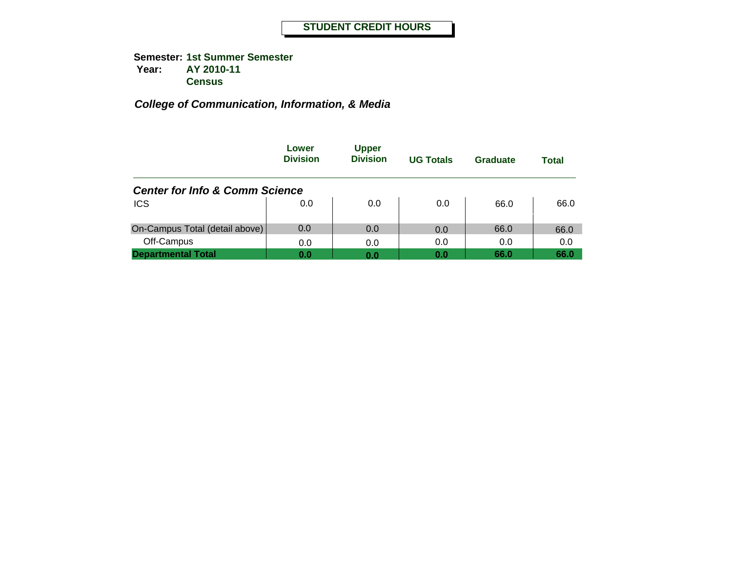# STUDENT CREDIT HOURS

**Semester:** **1st Summer Semester**
**Year:** **AY 2010-11**
**Census**

***College of Communication, Information, & Media***

| | Lower Division | Upper Division | UG Totals | Graduate | Total |
|---|---|---|---|---|---|
| ***Center for Info & Comm Science*** | | | | | |
| ICS | 0.0 | 0.0 | 0.0 | 66.0 | 66.0 |
| On-Campus Total (detail above) | 0.0 | 0.0 | 0.0 | 66.0 | 66.0 |
| Off-Campus | 0.0 | 0.0 | 0.0 | 0.0 | 0.0 |
| **Departmental Total** | **0.0** | **0.0** | **0.0** | **66.0** | **66.0** |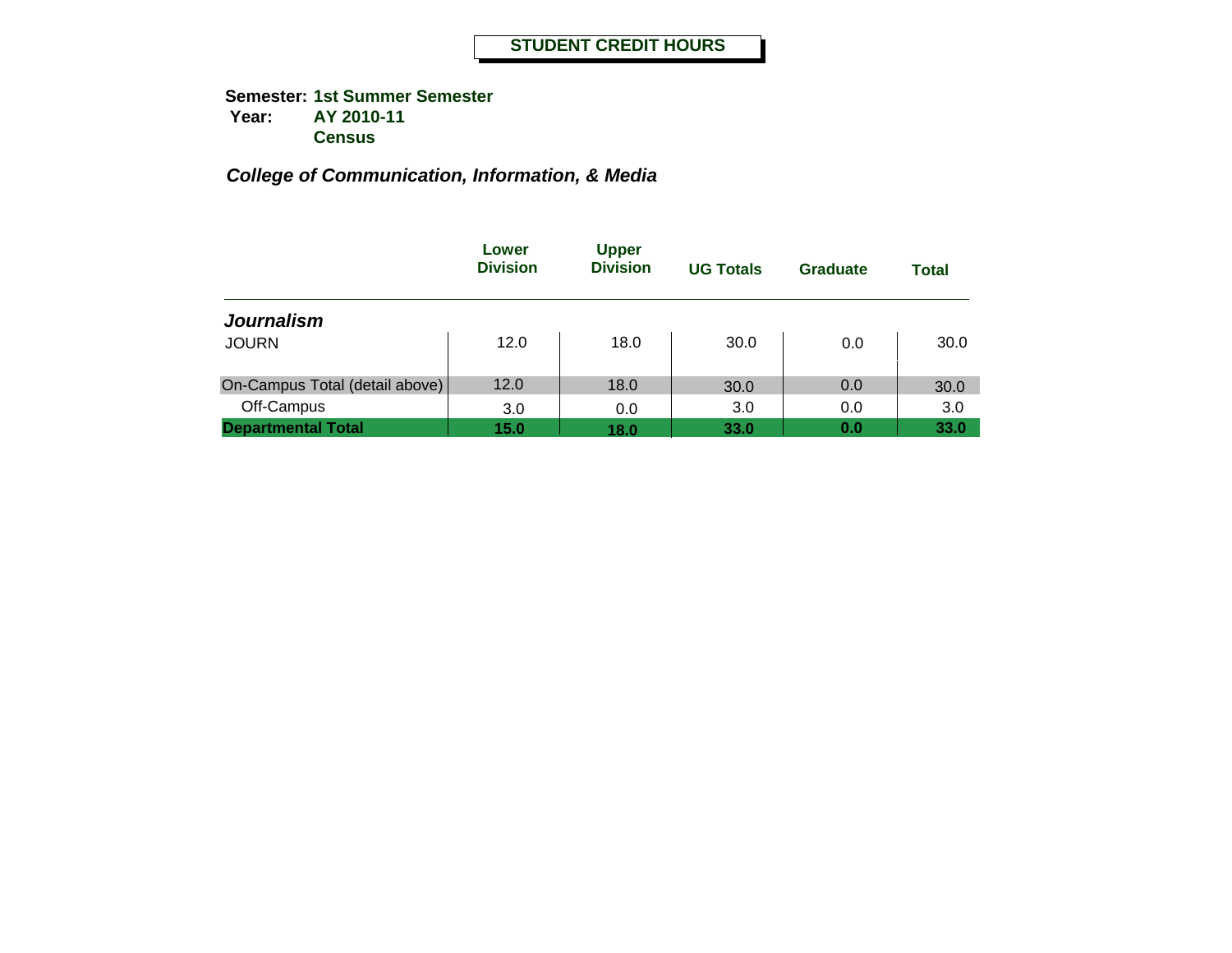# STUDENT CREDIT HOURS

**Semester:** **1st Summer Semester**
**Year:** **AY 2010-11**
**Census**

## *College of Communication, Information, & Media*

| | Lower Division | Upper Division | UG Totals | Graduate | Total |
|---|---|---|---|---|---|
| ***Journalism*** | | | | | |
| JOURN | 12.0 | 18.0 | 30.0 | 0.0 | 30.0 |
| On-Campus Total (detail above) | 12.0 | 18.0 | 30.0 | 0.0 | 30.0 |
| Off-Campus | 3.0 | 0.0 | 3.0 | 0.0 | 3.0 |
| **Departmental Total** | **15.0** | **18.0** | **33.0** | **0.0** | **33.0** |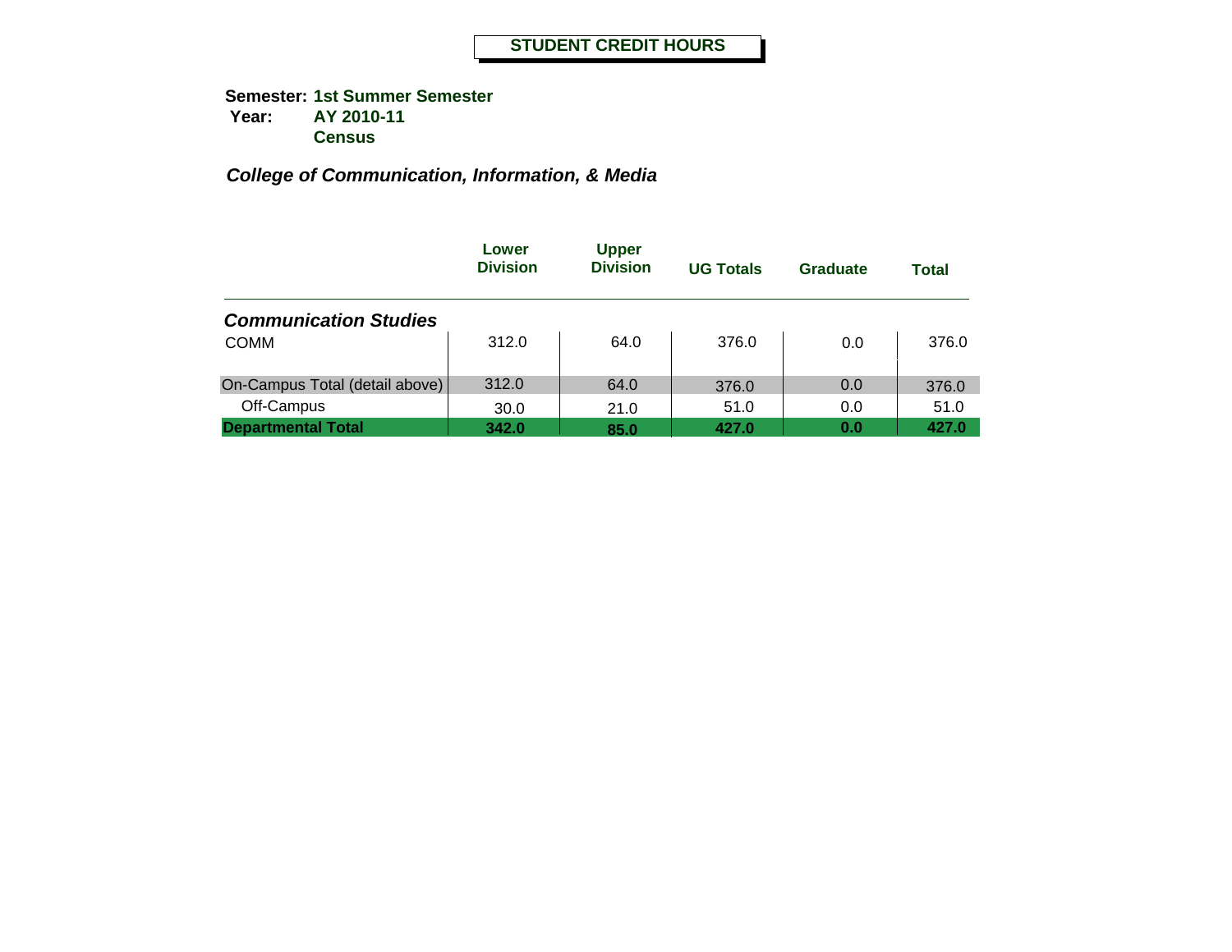## STUDENT CREDIT HOURS

**Semester:** **1st Summer Semester**
**Year:** **AY 2010-11**
**Census**

### *College of Communication, Information, & Media*

| | Lower Division | Upper Division | UG Totals | Graduate | Total |
|---|---|---|---|---|---|
| ***Communication Studies*** | | | | | |
| COMM | 312.0 | 64.0 | 376.0 | 0.0 | 376.0 |
| On-Campus Total (detail above) | 312.0 | 64.0 | 376.0 | 0.0 | 376.0 |
| Off-Campus | 30.0 | 21.0 | 51.0 | 0.0 | 51.0 |
| **Departmental Total** | **342.0** | **85.0** | **427.0** | **0.0** | **427.0** |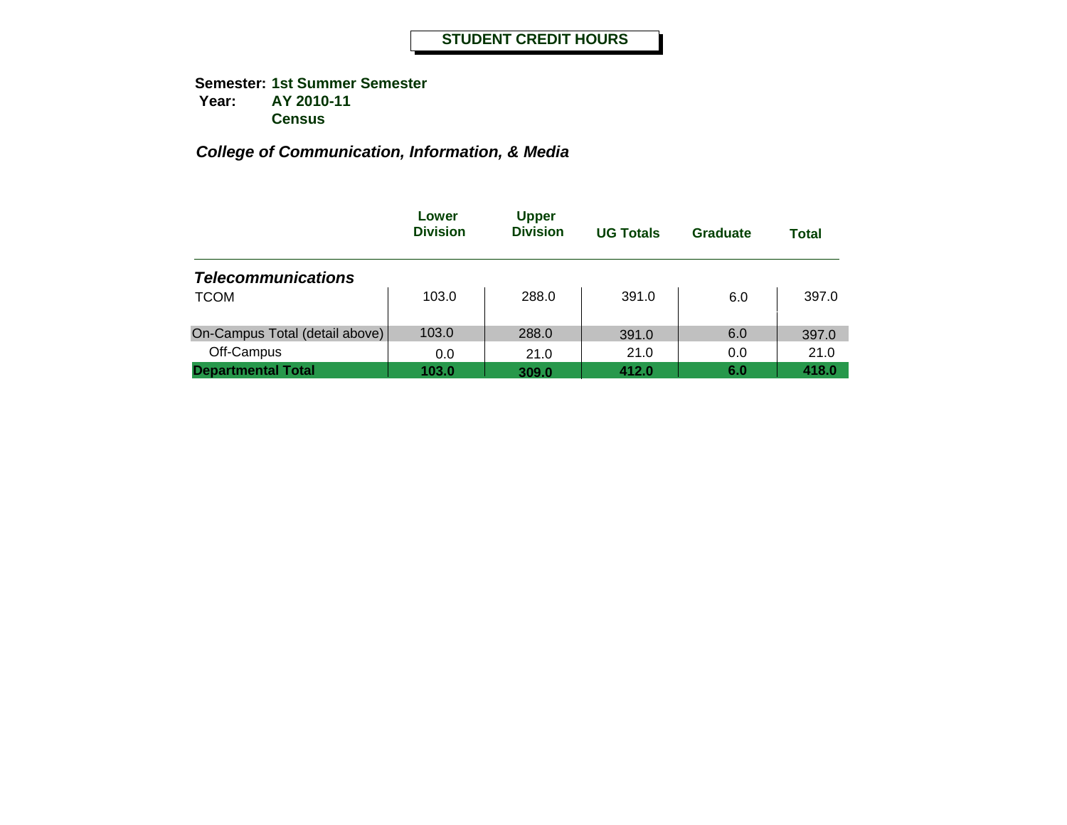**STUDENT CREDIT HOURS**

**Semester: 1st Summer Semester**
**Year: AY 2010-11**
**Census**

***College of Communication, Information, & Media***

| | Lower Division | Upper Division | UG Totals | Graduate | Total |
|---|---|---|---|---|---|
| ***Telecommunications*** | | | | | |
| TCOM | 103.0 | 288.0 | 391.0 | 6.0 | 397.0 |
| On-Campus Total (detail above) | 103.0 | 288.0 | 391.0 | 6.0 | 397.0 |
| Off-Campus | 0.0 | 21.0 | 21.0 | 0.0 | 21.0 |
| **Departmental Total** | **103.0** | **309.0** | **412.0** | **6.0** | **418.0** |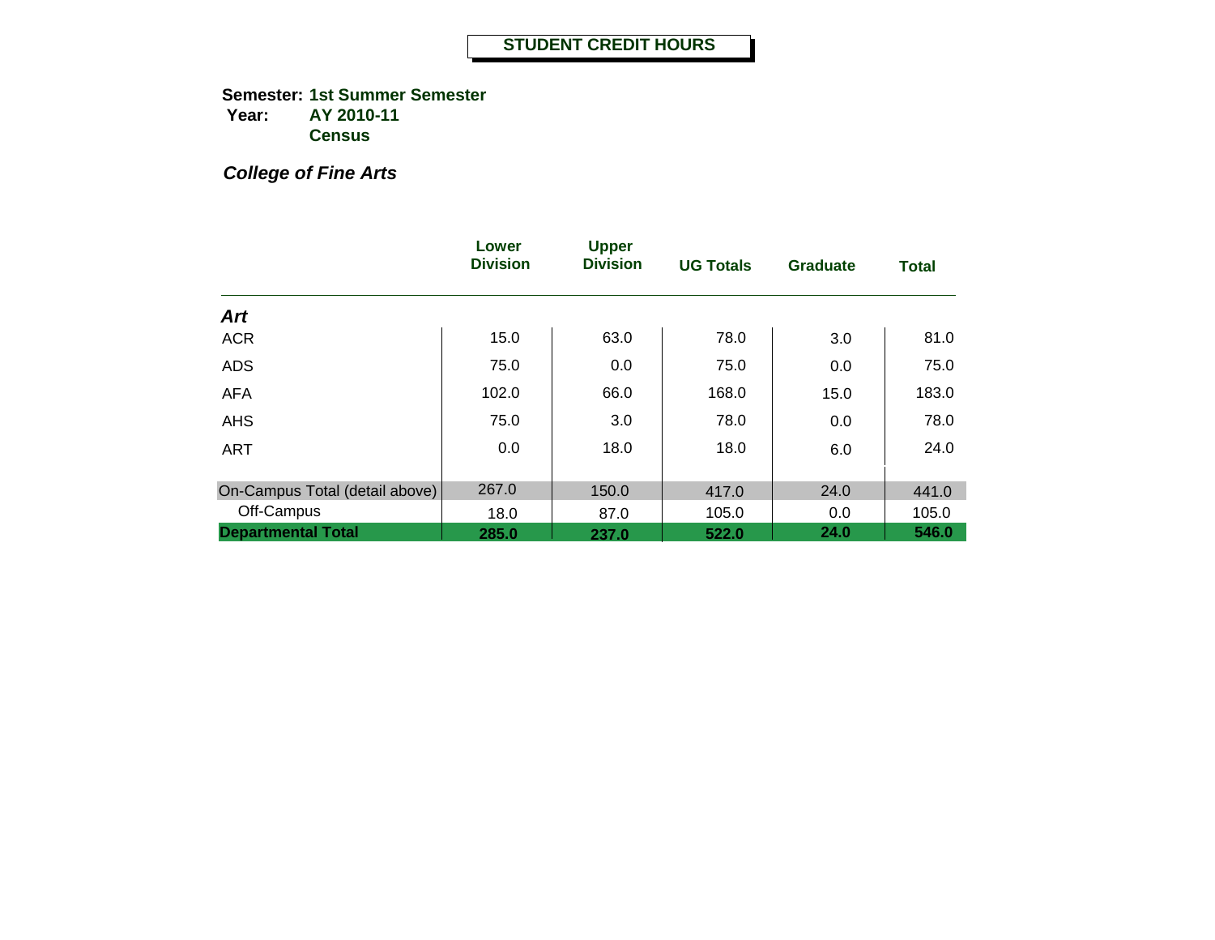# STUDENT CREDIT HOURS

**Semester:** **1st Summer Semester**
**Year:** **AY 2010-11**
**Census**

***College of Fine Arts***

| | Lower Division | Upper Division | UG Totals | Graduate | Total |
|---|---|---|---|---|---|
| ***Art*** | | | | | |
| ACR | 15.0 | 63.0 | 78.0 | 3.0 | 81.0 |
| ADS | 75.0 | 0.0 | 75.0 | 0.0 | 75.0 |
| AFA | 102.0 | 66.0 | 168.0 | 15.0 | 183.0 |
| AHS | 75.0 | 3.0 | 78.0 | 0.0 | 78.0 |
| ART | 0.0 | 18.0 | 18.0 | 6.0 | 24.0 |
| On-Campus Total (detail above) | 267.0 | 150.0 | 417.0 | 24.0 | 441.0 |
| Off-Campus | 18.0 | 87.0 | 105.0 | 0.0 | 105.0 |
| **Departmental Total** | **285.0** | **237.0** | **522.0** | **24.0** | **546.0** |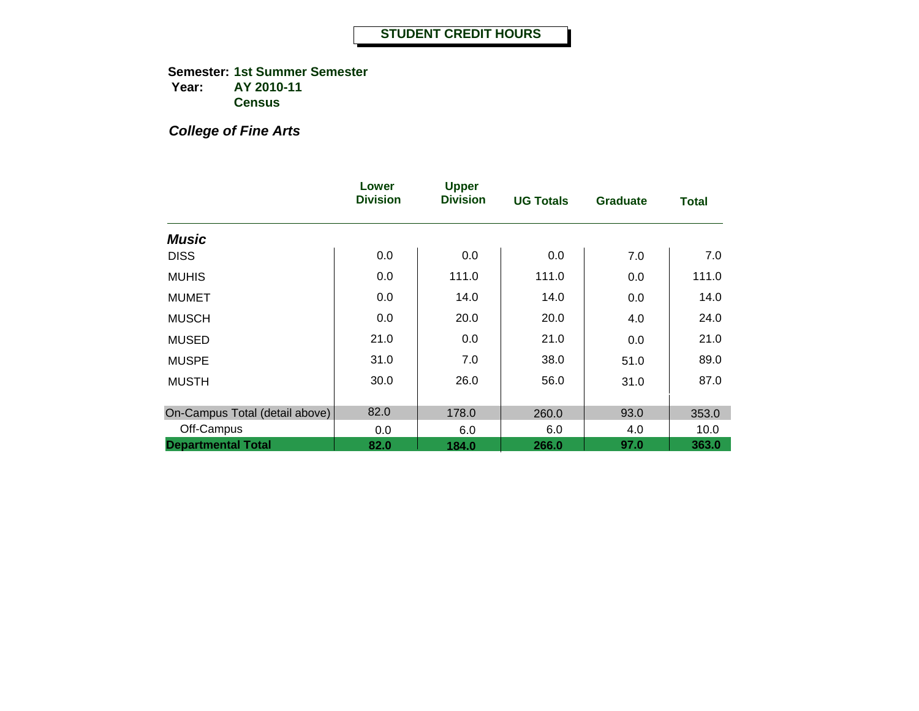# STUDENT CREDIT HOURS

**Semester:** **1st Summer Semester**
**Year:** **AY 2010-11**
**Census**

***College of Fine Arts***

| | Lower Division | Upper Division | UG Totals | Graduate | Total |
|---|---|---|---|---|---|
| ***Music*** | | | | | |
| DISS | 0.0 | 0.0 | 0.0 | 7.0 | 7.0 |
| MUHIS | 0.0 | 111.0 | 111.0 | 0.0 | 111.0 |
| MUMET | 0.0 | 14.0 | 14.0 | 0.0 | 14.0 |
| MUSCH | 0.0 | 20.0 | 20.0 | 4.0 | 24.0 |
| MUSED | 21.0 | 0.0 | 21.0 | 0.0 | 21.0 |
| MUSPE | 31.0 | 7.0 | 38.0 | 51.0 | 89.0 |
| MUSTH | 30.0 | 26.0 | 56.0 | 31.0 | 87.0 |
| On-Campus Total (detail above) | 82.0 | 178.0 | 260.0 | 93.0 | 353.0 |
| Off-Campus | 0.0 | 6.0 | 6.0 | 4.0 | 10.0 |
| **Departmental Total** | **82.0** | **184.0** | **266.0** | **97.0** | **363.0** |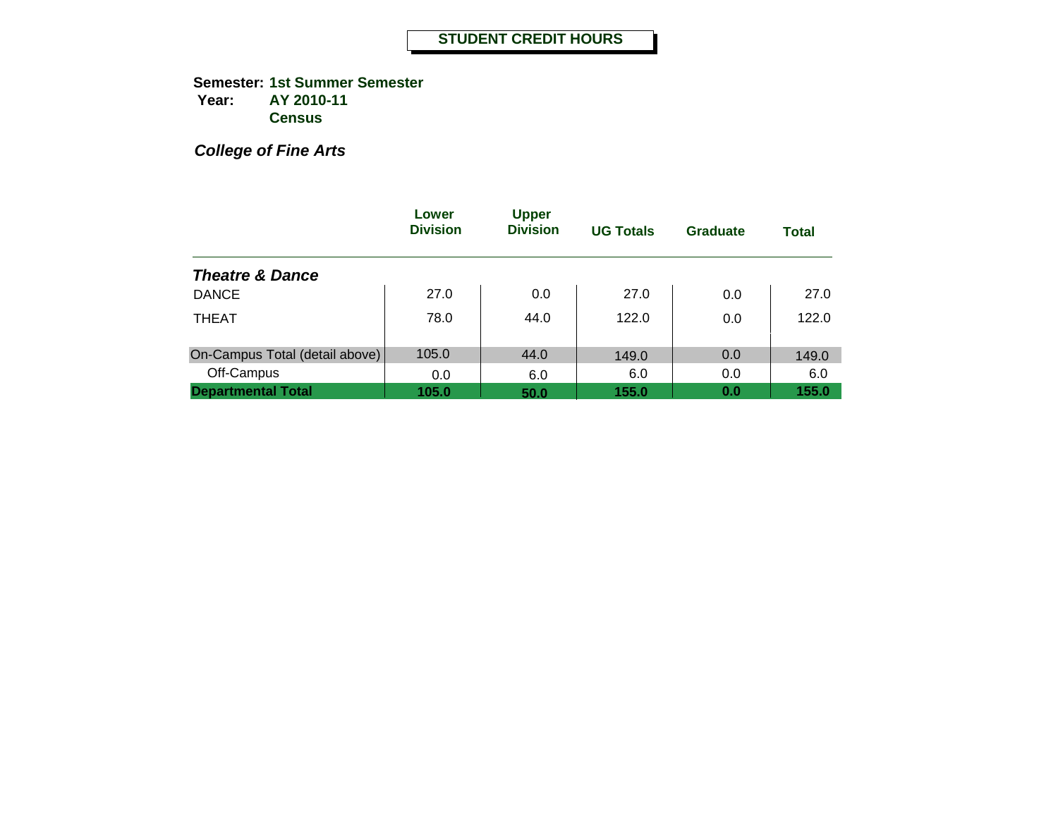# STUDENT CREDIT HOURS

**Semester:** **1st Summer Semester**
**Year:** **AY 2010-11**
**Census**

***College of Fine Arts***

| | Lower Division | Upper Division | UG Totals | Graduate | Total |
|---|---|---|---|---|---|
| ***Theatre & Dance*** | | | | | |
| DANCE | 27.0 | 0.0 | 27.0 | 0.0 | 27.0 |
| THEAT | 78.0 | 44.0 | 122.0 | 0.0 | 122.0 |
| On-Campus Total (detail above) | 105.0 | 44.0 | 149.0 | 0.0 | 149.0 |
| Off-Campus | 0.0 | 6.0 | 6.0 | 0.0 | 6.0 |
| **Departmental Total** | **105.0** | **50.0** | **155.0** | **0.0** | **155.0** |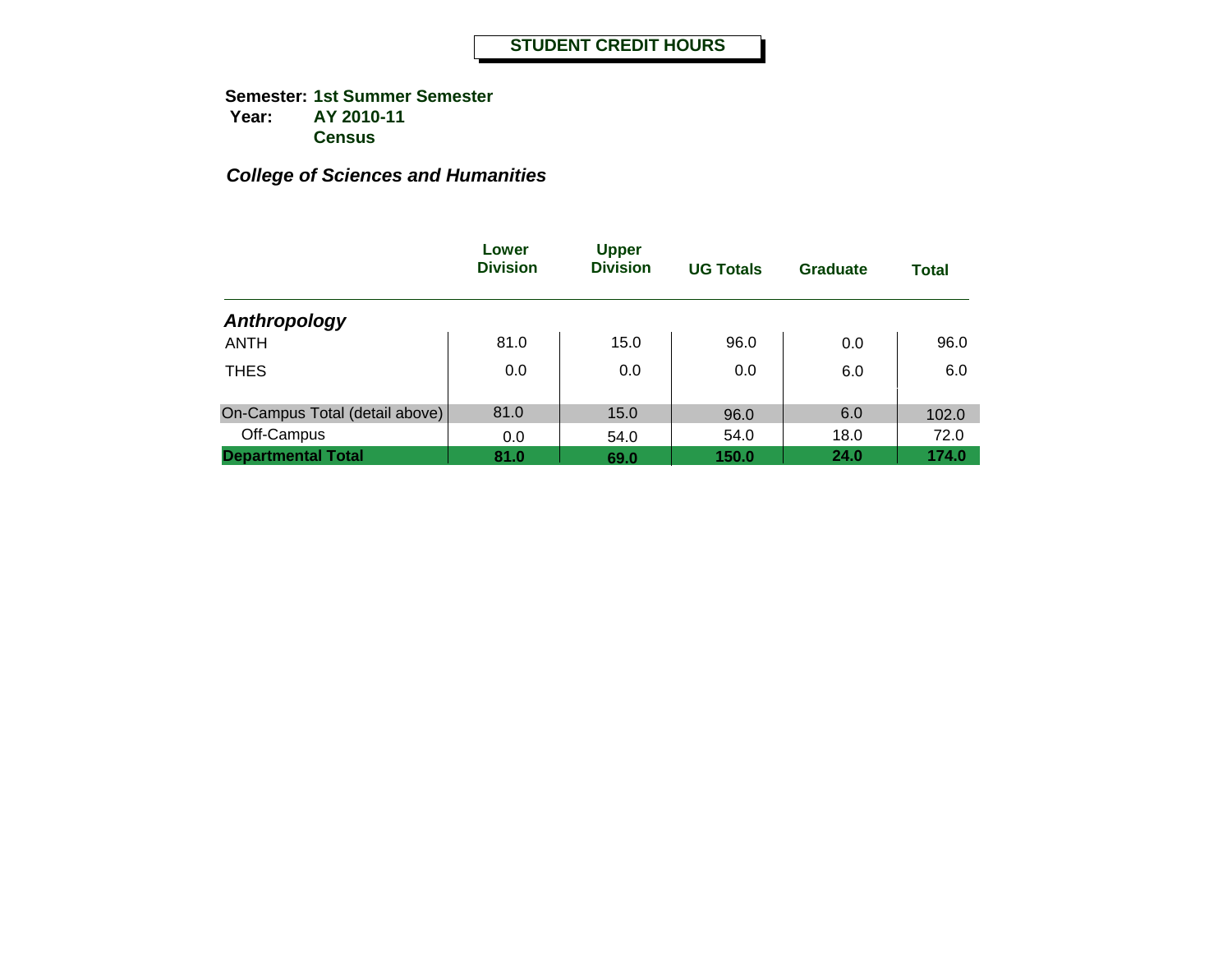# STUDENT CREDIT HOURS

**Semester: 1st Summer Semester**
**Year: AY 2010-11**
**Census**

***College of Sciences and Humanities***

| | Lower Division | Upper Division | UG Totals | Graduate | Total |
|---|---|---|---|---|---|
| ***Anthropology*** | | | | | |
| ANTH | 81.0 | 15.0 | 96.0 | 0.0 | 96.0 |
| THES | 0.0 | 0.0 | 0.0 | 6.0 | 6.0 |
| On-Campus Total (detail above) | 81.0 | 15.0 | 96.0 | 6.0 | 102.0 |
| Off-Campus | 0.0 | 54.0 | 54.0 | 18.0 | 72.0 |
| **Departmental Total** | **81.0** | **69.0** | **150.0** | **24.0** | **174.0** |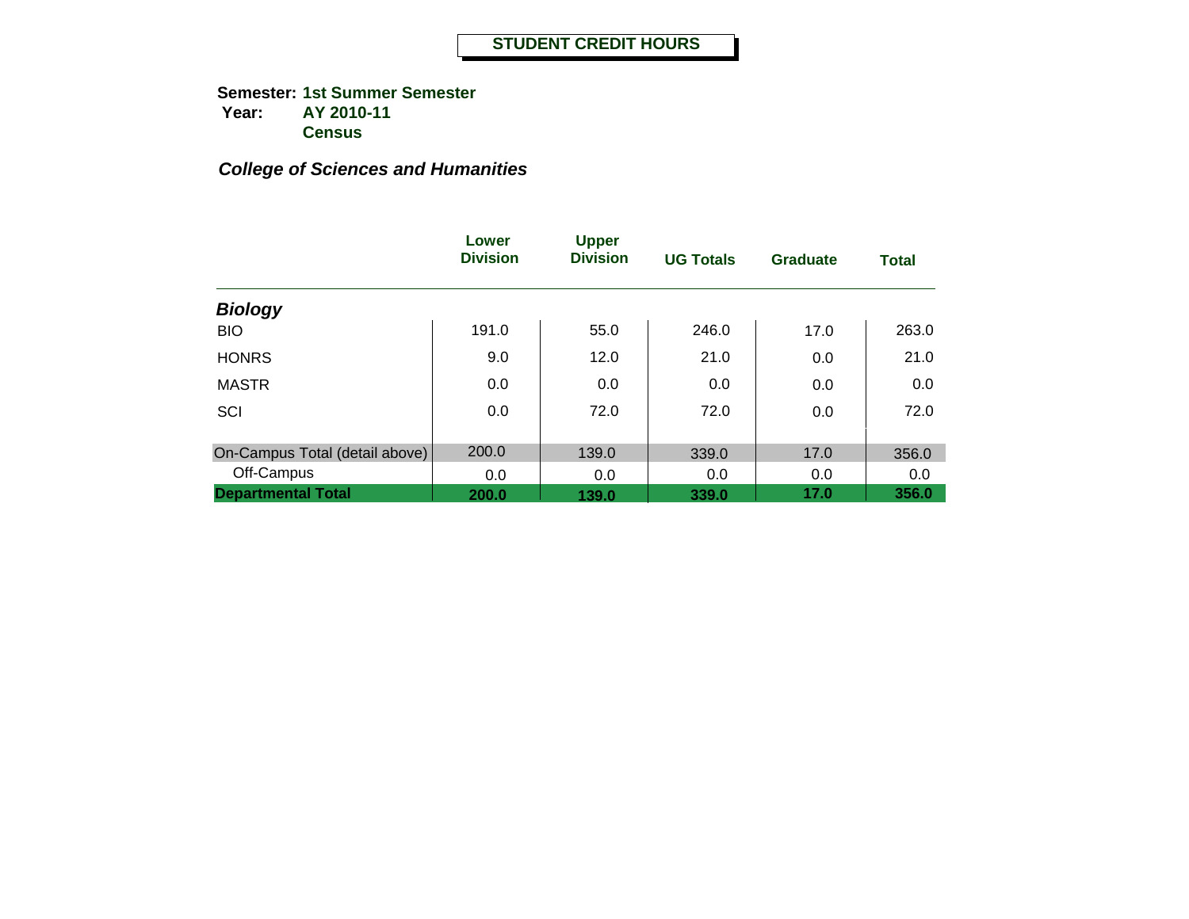# STUDENT CREDIT HOURS

**Semester:** **1st Summer Semester**
**Year:** **AY 2010-11**
**Census**

***College of Sciences and Humanities***

| | Lower Division | Upper Division | UG Totals | Graduate | Total |
|---|---|---|---|---|---|
| ***Biology*** | | | | | |
| BIO | 191.0 | 55.0 | 246.0 | 17.0 | 263.0 |
| HONRS | 9.0 | 12.0 | 21.0 | 0.0 | 21.0 |
| MASTR | 0.0 | 0.0 | 0.0 | 0.0 | 0.0 |
| SCI | 0.0 | 72.0 | 72.0 | 0.0 | 72.0 |
| On-Campus Total (detail above) | 200.0 | 139.0 | 339.0 | 17.0 | 356.0 |
| Off-Campus | 0.0 | 0.0 | 0.0 | 0.0 | 0.0 |
| **Departmental Total** | **200.0** | **139.0** | **339.0** | **17.0** | **356.0** |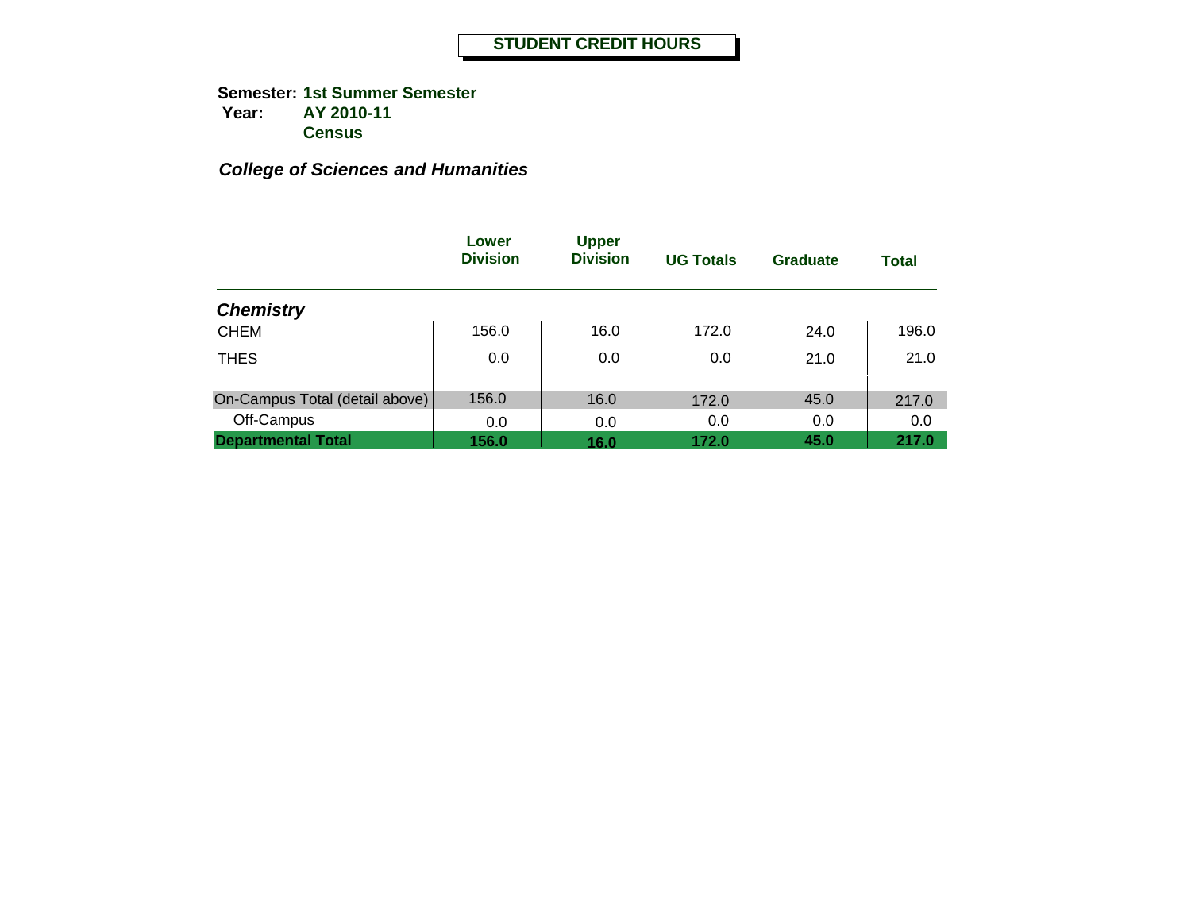# STUDENT CREDIT HOURS

**Semester:** **1st Summer Semester**
**Year:** **AY 2010-11**
**Census**

## *College of Sciences and Humanities*

| | Lower Division | Upper Division | UG Totals | Graduate | Total |
|---|---|---|---|---|---|
| ***Chemistry*** | | | | | |
| CHEM | 156.0 | 16.0 | 172.0 | 24.0 | 196.0 |
| THES | 0.0 | 0.0 | 0.0 | 21.0 | 21.0 |
| On-Campus Total (detail above) | 156.0 | 16.0 | 172.0 | 45.0 | 217.0 |
| Off-Campus | 0.0 | 0.0 | 0.0 | 0.0 | 0.0 |
| **Departmental Total** | **156.0** | **16.0** | **172.0** | **45.0** | **217.0** |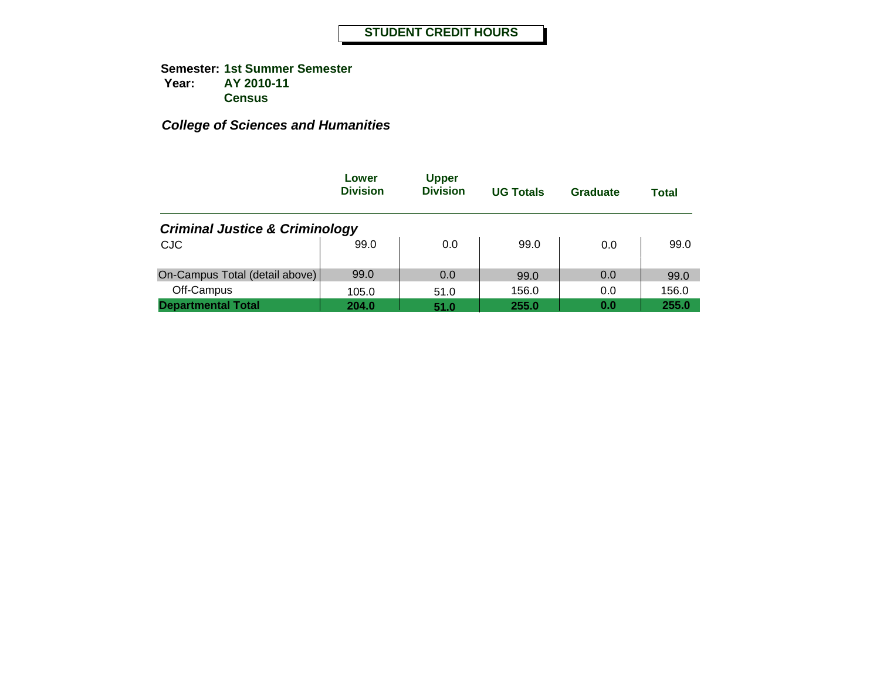**STUDENT CREDIT HOURS**

**Semester:** **1st Summer Semester**
**Year:** **AY 2010-11**
**Census**

***College of Sciences and Humanities***

| | Lower Division | Upper Division | UG Totals | Graduate | Total |
|---|---|---|---|---|---|
| ***Criminal Justice & Criminology*** | | | | | |
| CJC | 99.0 | 0.0 | 99.0 | 0.0 | 99.0 |
| On-Campus Total (detail above) | 99.0 | 0.0 | 99.0 | 0.0 | 99.0 |
| Off-Campus | 105.0 | 51.0 | 156.0 | 0.0 | 156.0 |
| **Departmental Total** | **204.0** | **51.0** | **255.0** | **0.0** | **255.0** |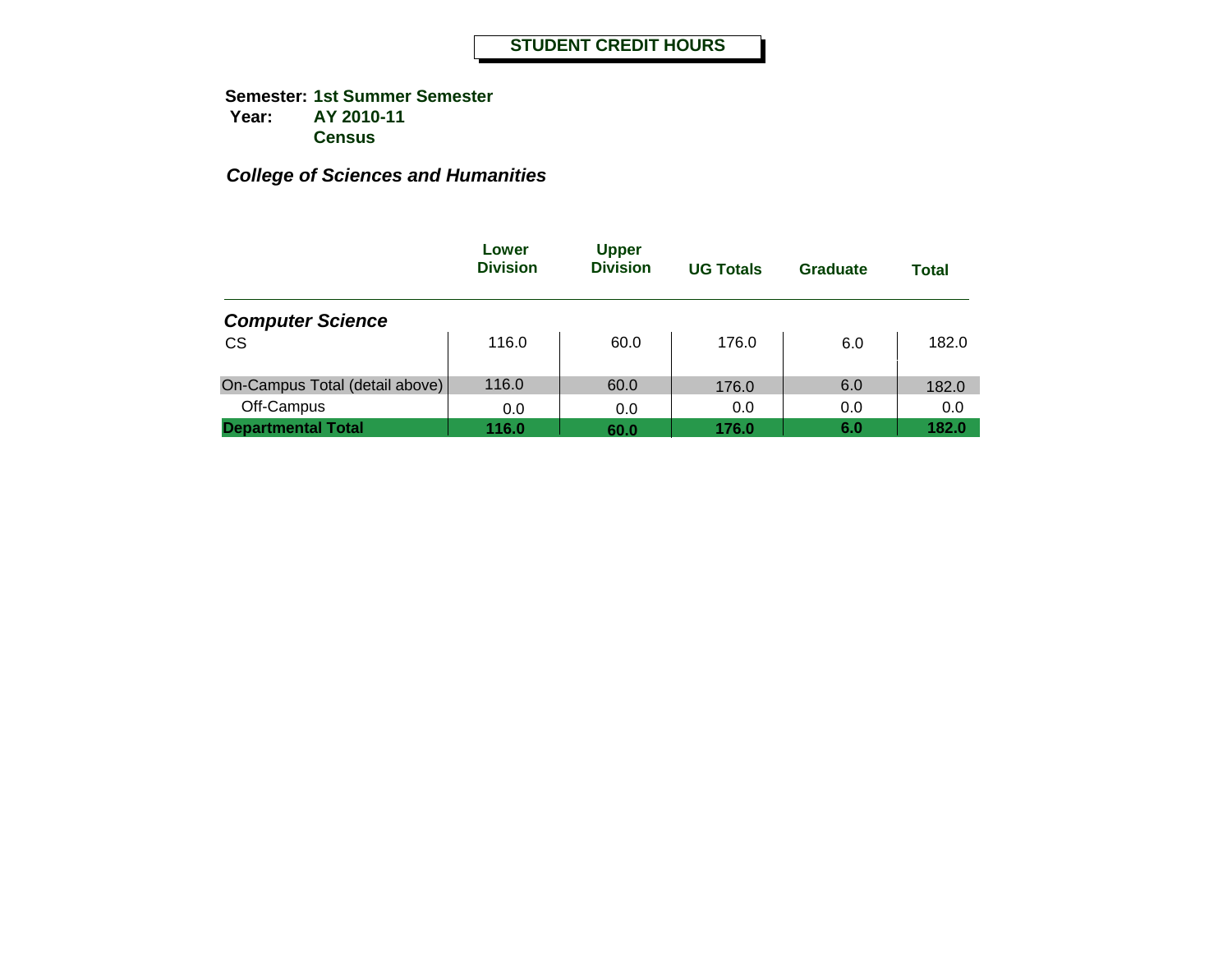## STUDENT CREDIT HOURS

**Semester:** **1st Summer Semester**
**Year:** **AY 2010-11**
**Census**

***College of Sciences and Humanities***

| | Lower Division | Upper Division | UG Totals | Graduate | Total |
|---|---|---|---|---|---|
| ***Computer Science*** | | | | | |
| CS | 116.0 | 60.0 | 176.0 | 6.0 | 182.0 |
| On-Campus Total (detail above) | 116.0 | 60.0 | 176.0 | 6.0 | 182.0 |
| Off-Campus | 0.0 | 0.0 | 0.0 | 0.0 | 0.0 |
| **Departmental Total** | **116.0** | **60.0** | **176.0** | **6.0** | **182.0** |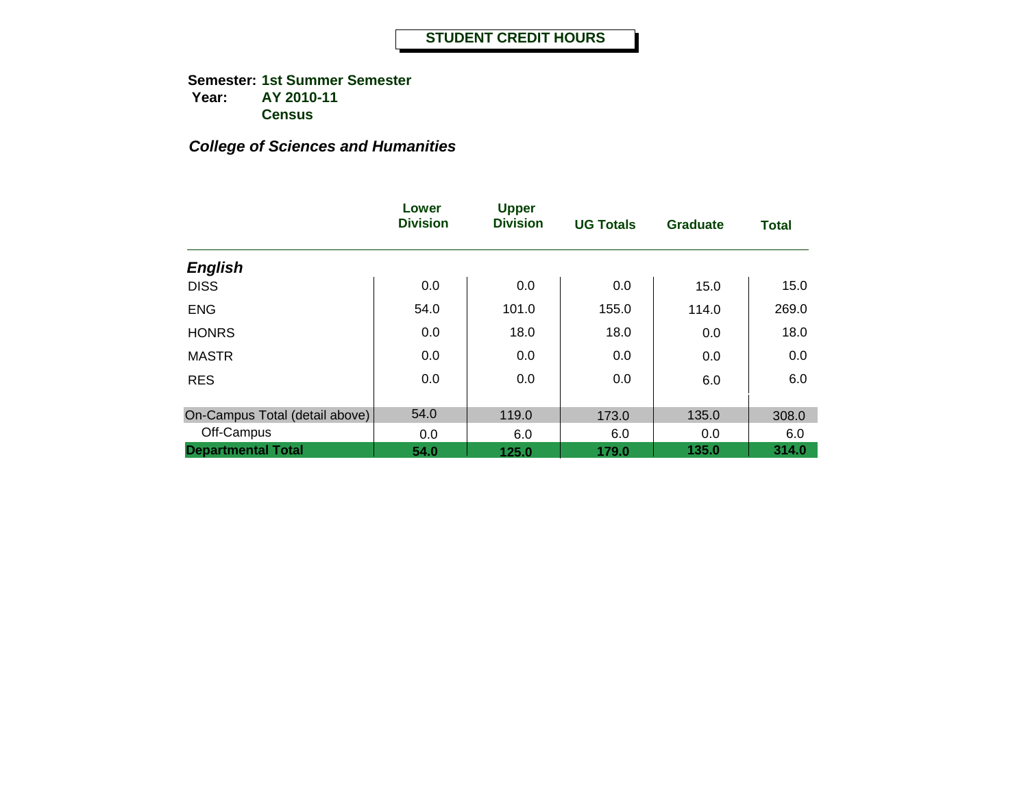# STUDENT CREDIT HOURS

**Semester:** **1st Summer Semester**
**Year:** **AY 2010-11**
**Census**

***College of Sciences and Humanities***

| | Lower Division | Upper Division | UG Totals | Graduate | Total |
|---|---|---|---|---|---|
| ***English*** | | | | | |
| DISS | 0.0 | 0.0 | 0.0 | 15.0 | 15.0 |
| ENG | 54.0 | 101.0 | 155.0 | 114.0 | 269.0 |
| HONRS | 0.0 | 18.0 | 18.0 | 0.0 | 18.0 |
| MASTR | 0.0 | 0.0 | 0.0 | 0.0 | 0.0 |
| RES | 0.0 | 0.0 | 0.0 | 6.0 | 6.0 |
| On-Campus Total (detail above) | 54.0 | 119.0 | 173.0 | 135.0 | 308.0 |
| Off-Campus | 0.0 | 6.0 | 6.0 | 0.0 | 6.0 |
| **Departmental Total** | **54.0** | **125.0** | **179.0** | **135.0** | **314.0** |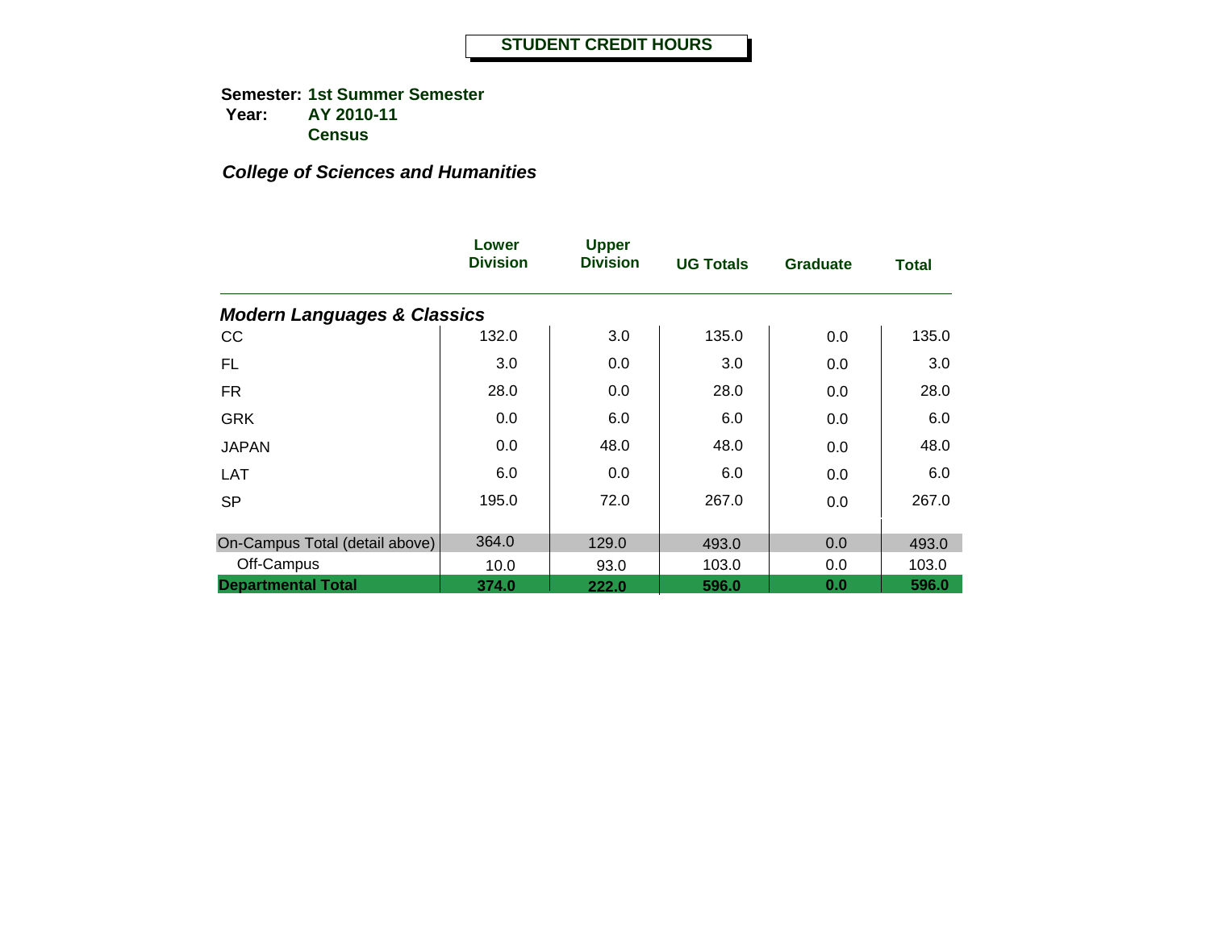# STUDENT CREDIT HOURS

**Semester:** **1st Summer Semester**
**Year:** **AY 2010-11**
**Census**

***College of Sciences and Humanities***

| | Lower Division | Upper Division | UG Totals | Graduate | Total |
|---|---|---|---|---|---|
| ***Modern Languages & Classics*** | | | | | |
| CC | 132.0 | 3.0 | 135.0 | 0.0 | 135.0 |
| FL | 3.0 | 0.0 | 3.0 | 0.0 | 3.0 |
| FR | 28.0 | 0.0 | 28.0 | 0.0 | 28.0 |
| GRK | 0.0 | 6.0 | 6.0 | 0.0 | 6.0 |
| JAPAN | 0.0 | 48.0 | 48.0 | 0.0 | 48.0 |
| LAT | 6.0 | 0.0 | 6.0 | 0.0 | 6.0 |
| SP | 195.0 | 72.0 | 267.0 | 0.0 | 267.0 |
| On-Campus Total (detail above) | 364.0 | 129.0 | 493.0 | 0.0 | 493.0 |
| Off-Campus | 10.0 | 93.0 | 103.0 | 0.0 | 103.0 |
| **Departmental Total** | **374.0** | **222.0** | **596.0** | **0.0** | **596.0** |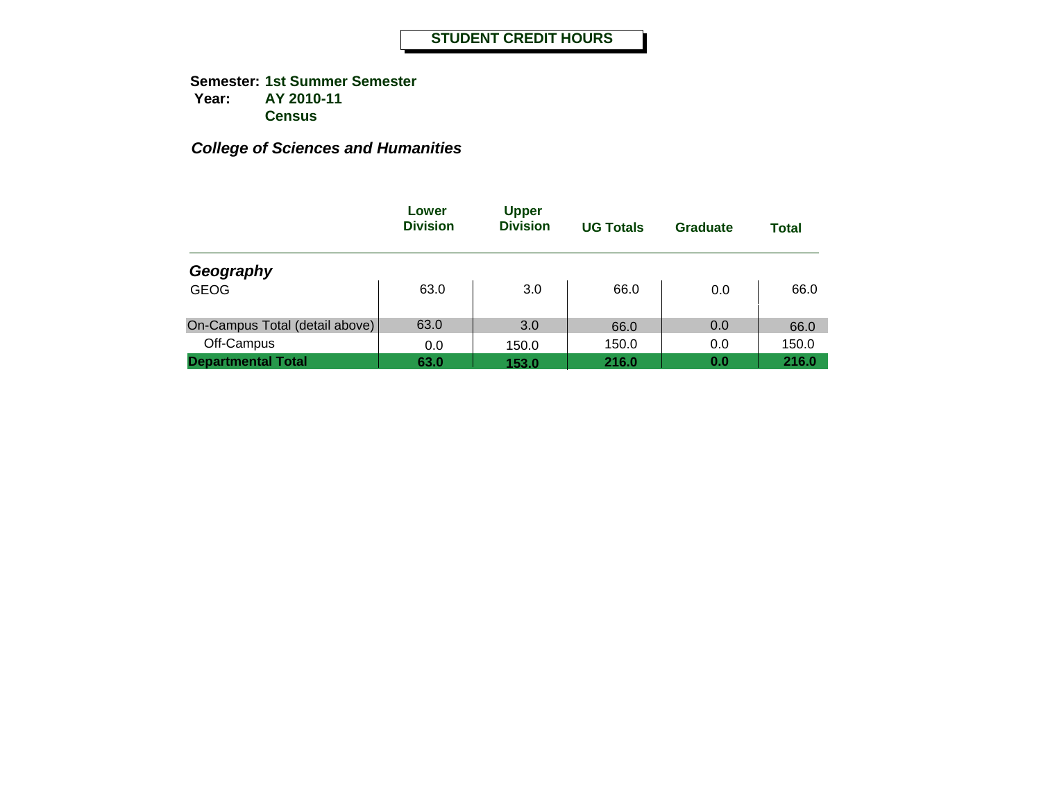**STUDENT CREDIT HOURS**

**Semester:** **1st Summer Semester**
**Year:** **AY 2010-11**
**Census**

***College of Sciences and Humanities***

| | Lower Division | Upper Division | UG Totals | Graduate | Total |
|---|---|---|---|---|---|
| ***Geography*** | | | | | |
| GEOG | 63.0 | 3.0 | 66.0 | 0.0 | 66.0 |
| On-Campus Total (detail above) | 63.0 | 3.0 | 66.0 | 0.0 | 66.0 |
| Off-Campus | 0.0 | 150.0 | 150.0 | 0.0 | 150.0 |
| **Departmental Total** | **63.0** | **153.0** | **216.0** | **0.0** | **216.0** |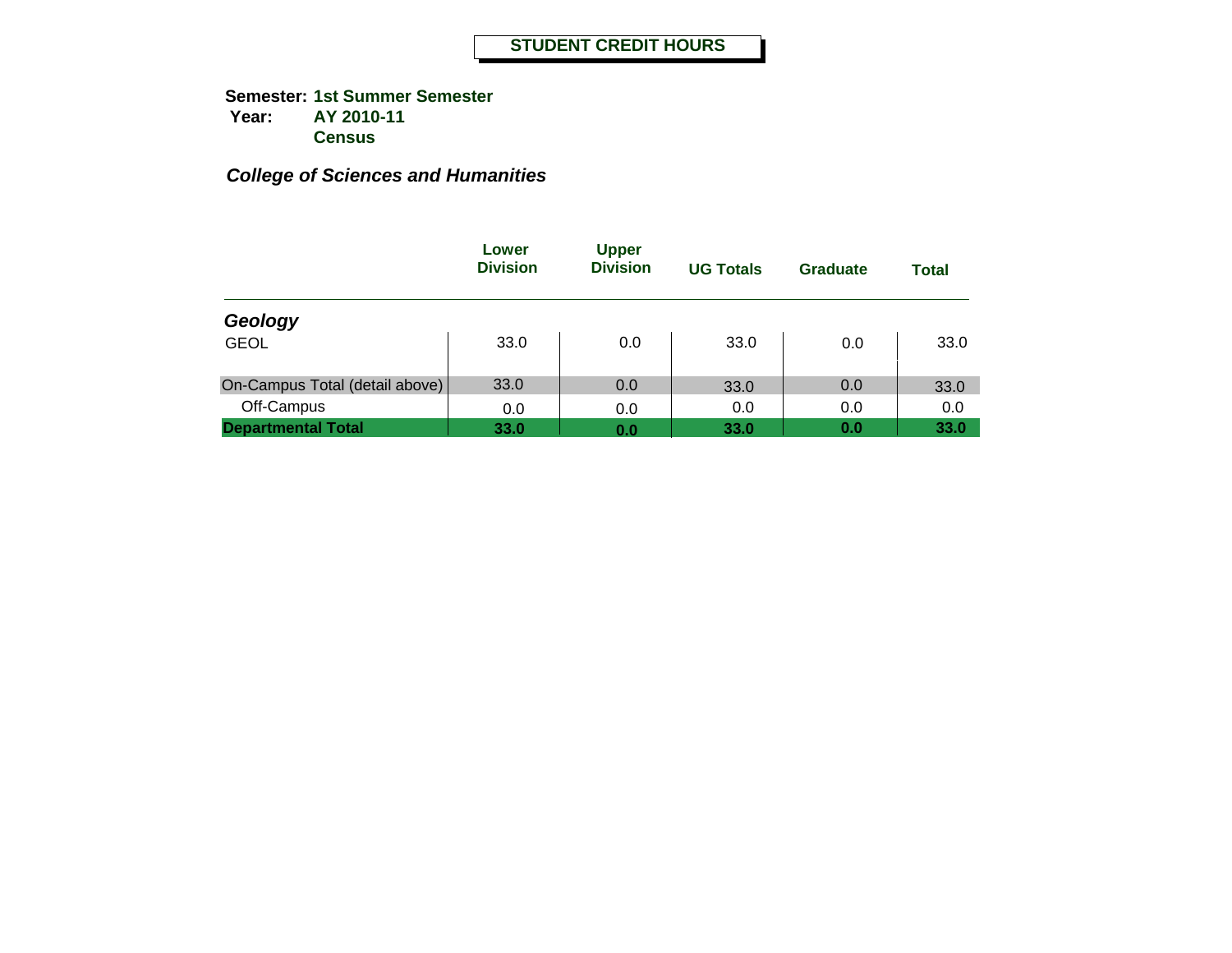# STUDENT CREDIT HOURS

**Semester:** **1st Summer Semester**
**Year:** **AY 2010-11**
**Census**

***College of Sciences and Humanities***

| | Lower Division | Upper Division | UG Totals | Graduate | Total |
|---|---|---|---|---|---|
| ***Geology*** | | | | | |
| GEOL | 33.0 | 0.0 | 33.0 | 0.0 | 33.0 |
| On-Campus Total (detail above) | 33.0 | 0.0 | 33.0 | 0.0 | 33.0 |
| Off-Campus | 0.0 | 0.0 | 0.0 | 0.0 | 0.0 |
| **Departmental Total** | **33.0** | **0.0** | **33.0** | **0.0** | **33.0** |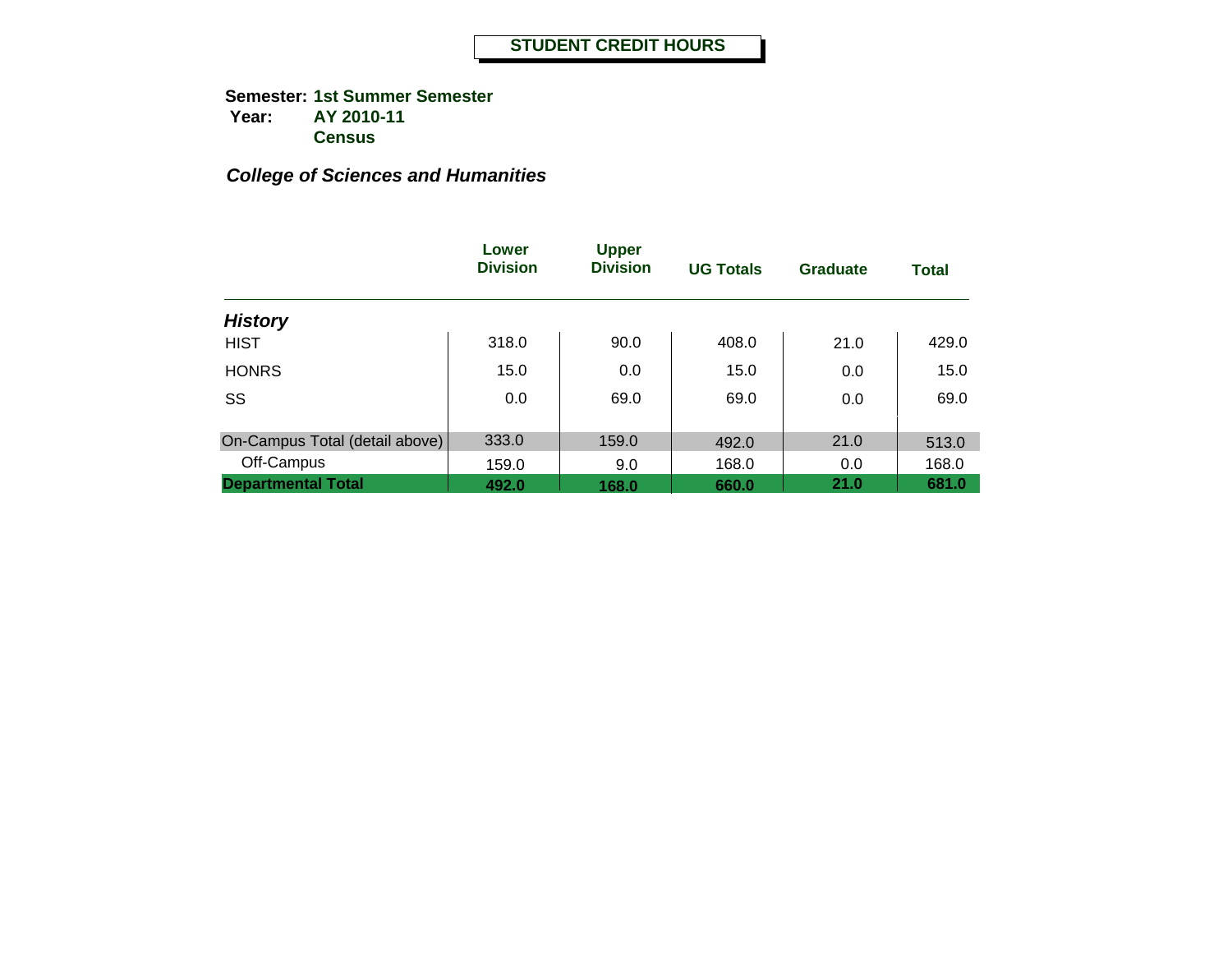**STUDENT CREDIT HOURS**

**Semester:** **1st Summer Semester**
**Year:** **AY 2010-11**
**Census**

***College of Sciences and Humanities***

| | Lower Division | Upper Division | UG Totals | Graduate | Total |
|---|---|---|---|---|---|
| ***History*** | | | | | |
| HIST | 318.0 | 90.0 | 408.0 | 21.0 | 429.0 |
| HONRS | 15.0 | 0.0 | 15.0 | 0.0 | 15.0 |
| SS | 0.0 | 69.0 | 69.0 | 0.0 | 69.0 |
| On-Campus Total (detail above) | 333.0 | 159.0 | 492.0 | 21.0 | 513.0 |
| Off-Campus | 159.0 | 9.0 | 168.0 | 0.0 | 168.0 |
| **Departmental Total** | **492.0** | **168.0** | **660.0** | **21.0** | **681.0** |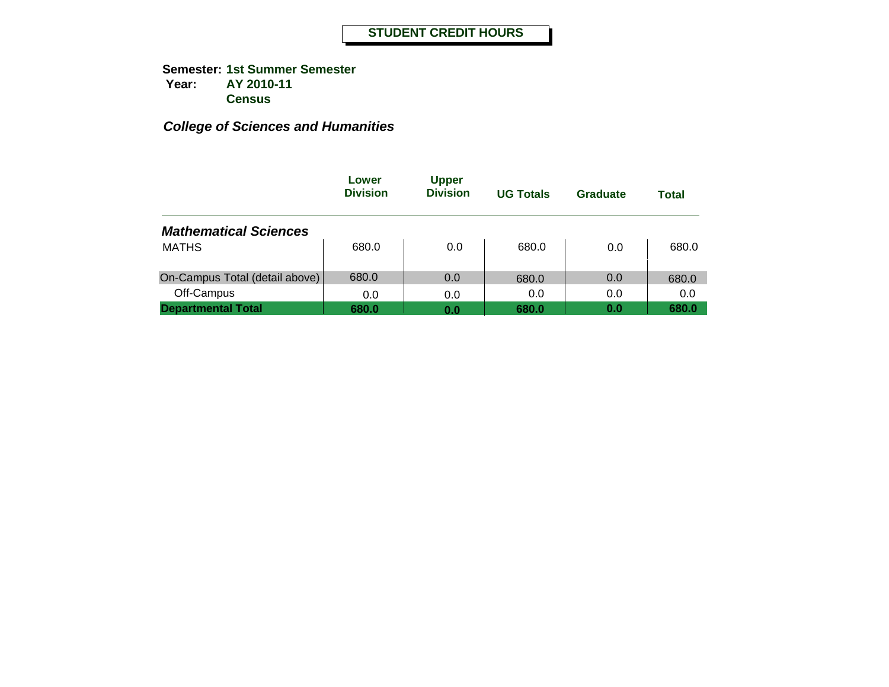# STUDENT CREDIT HOURS

**Semester:** **1st Summer Semester**
**Year:** **AY 2010-11**
**Census**

***College of Sciences and Humanities***

| | Lower Division | Upper Division | UG Totals | Graduate | Total |
|---|---|---|---|---|---|
| ***Mathematical Sciences*** | | | | | |
| MATHS | 680.0 | 0.0 | 680.0 | 0.0 | 680.0 |
| On-Campus Total (detail above) | 680.0 | 0.0 | 680.0 | 0.0 | 680.0 |
| Off-Campus | 0.0 | 0.0 | 0.0 | 0.0 | 0.0 |
| **Departmental Total** | **680.0** | **0.0** | **680.0** | **0.0** | **680.0** |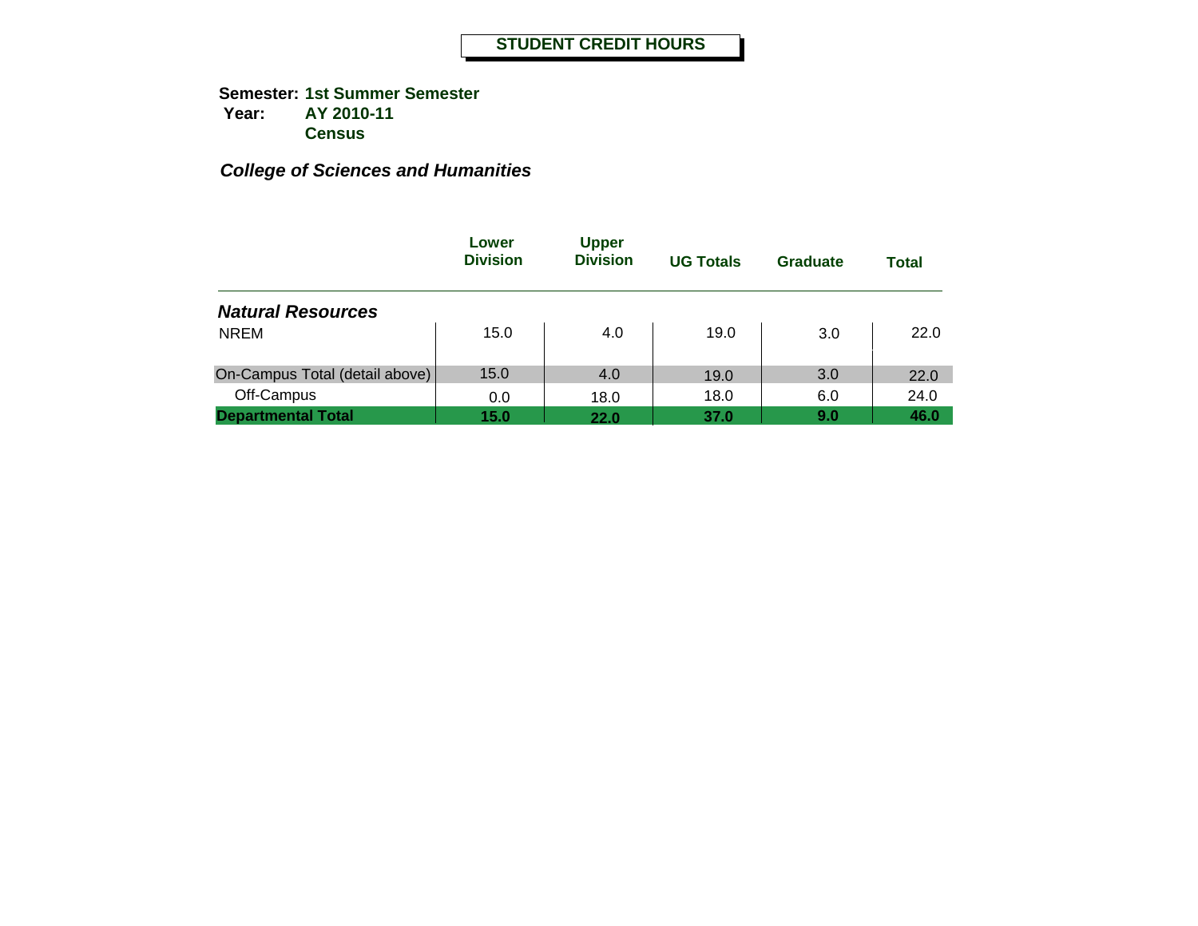# STUDENT CREDIT HOURS

**Semester:** **1st Summer Semester**
**Year:** **AY 2010-11**
**Census**

***College of Sciences and Humanities***

| | Lower Division | Upper Division | UG Totals | Graduate | Total |
|---|---|---|---|---|---|
| ***Natural Resources*** | | | | | |
| NREM | 15.0 | 4.0 | 19.0 | 3.0 | 22.0 |
| On-Campus Total (detail above) | 15.0 | 4.0 | 19.0 | 3.0 | 22.0 |
| Off-Campus | 0.0 | 18.0 | 18.0 | 6.0 | 24.0 |
| **Departmental Total** | **15.0** | **22.0** | **37.0** | **9.0** | **46.0** |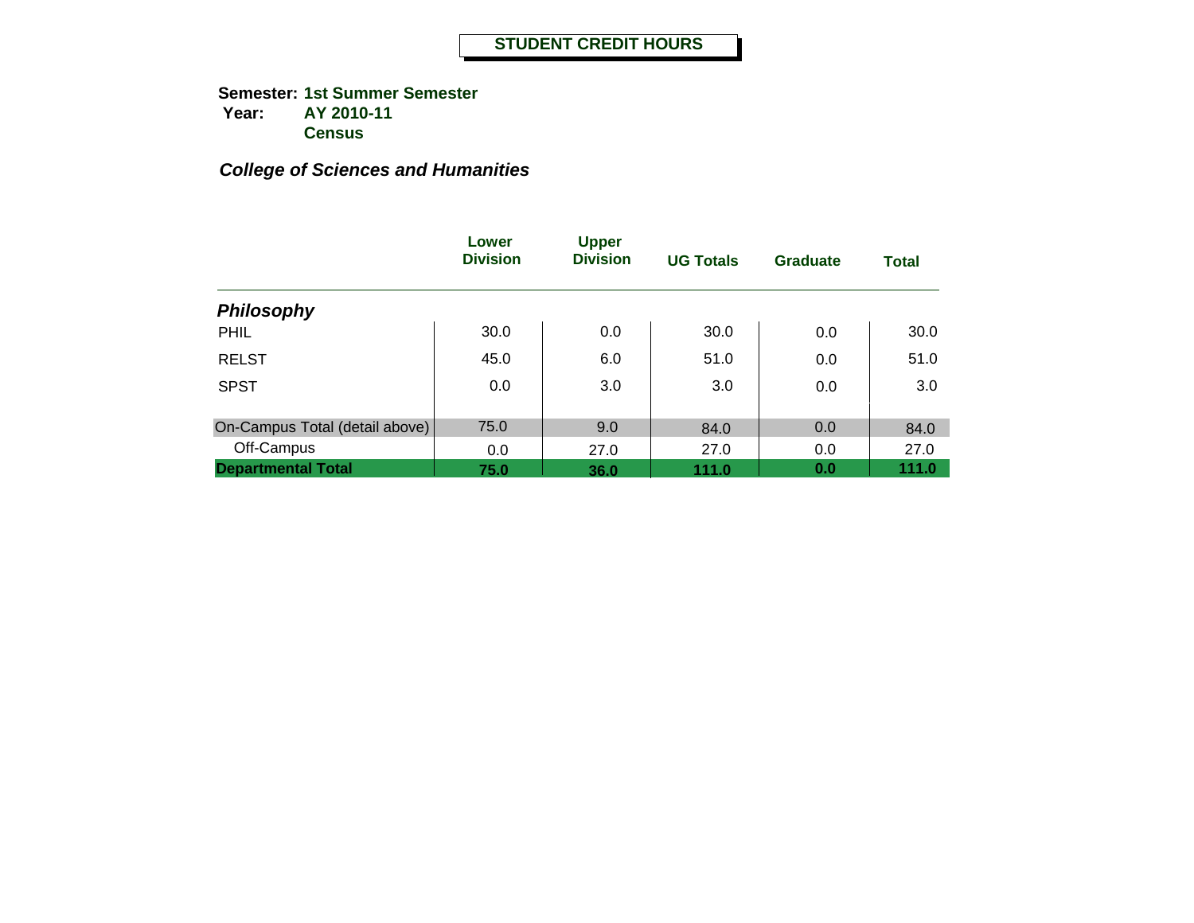# STUDENT CREDIT HOURS

**Semester: 1st Summer Semester**
**Year: AY 2010-11**
**Census**

***College of Sciences and Humanities***

| | Lower Division | Upper Division | UG Totals | Graduate | Total |
|---|---|---|---|---|---|
| ***Philosophy*** | | | | | |
| PHIL | 30.0 | 0.0 | 30.0 | 0.0 | 30.0 |
| RELST | 45.0 | 6.0 | 51.0 | 0.0 | 51.0 |
| SPST | 0.0 | 3.0 | 3.0 | 0.0 | 3.0 |
| On-Campus Total (detail above) | 75.0 | 9.0 | 84.0 | 0.0 | 84.0 |
| Off-Campus | 0.0 | 27.0 | 27.0 | 0.0 | 27.0 |
| **Departmental Total** | **75.0** | **36.0** | **111.0** | **0.0** | **111.0** |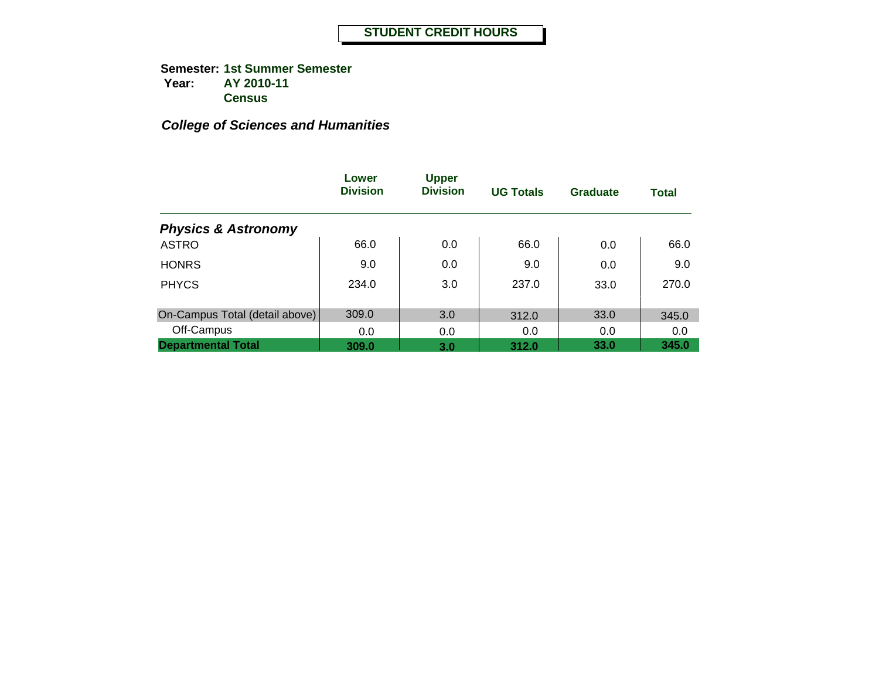# STUDENT CREDIT HOURS

**Semester:** **1st Summer Semester**
**Year:** **AY 2010-11**
**Census**

***College of Sciences and Humanities***

| | Lower Division | Upper Division | UG Totals | Graduate | Total |
|---|---|---|---|---|---|
| ***Physics & Astronomy*** | | | | | |
| ASTRO | 66.0 | 0.0 | 66.0 | 0.0 | 66.0 |
| HONRS | 9.0 | 0.0 | 9.0 | 0.0 | 9.0 |
| PHYCS | 234.0 | 3.0 | 237.0 | 33.0 | 270.0 |
| On-Campus Total (detail above) | 309.0 | 3.0 | 312.0 | 33.0 | 345.0 |
| Off-Campus | 0.0 | 0.0 | 0.0 | 0.0 | 0.0 |
| **Departmental Total** | **309.0** | **3.0** | **312.0** | **33.0** | **345.0** |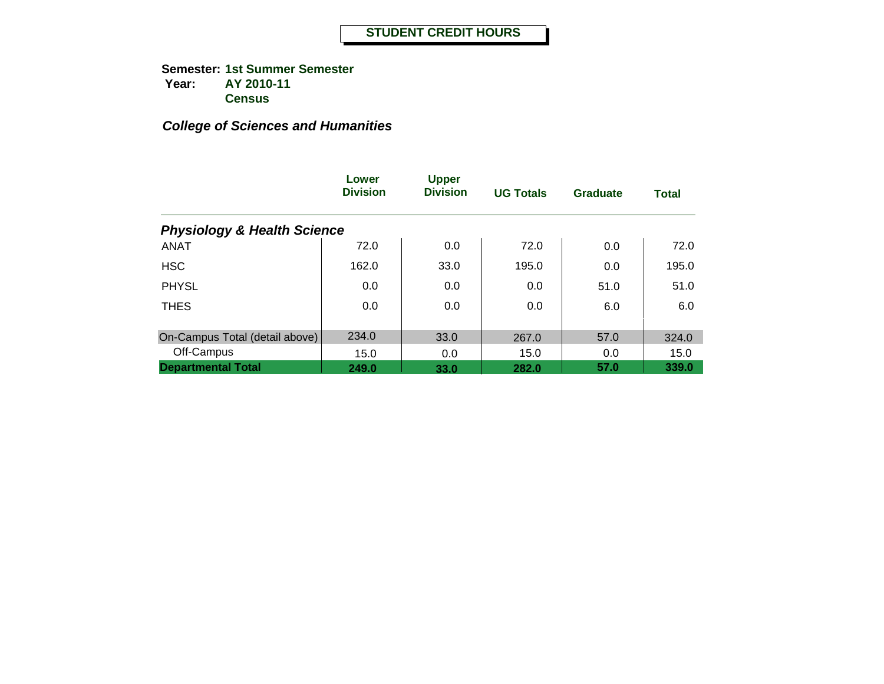# STUDENT CREDIT HOURS

**Semester:** **1st Summer Semester**
**Year:** **AY 2010-11**
**Census**

***College of Sciences and Humanities***

| | Lower Division | Upper Division | UG Totals | Graduate | Total |
|---|---|---|---|---|---|
| ***Physiology & Health Science*** | | | | | |
| ANAT | 72.0 | 0.0 | 72.0 | 0.0 | 72.0 |
| HSC | 162.0 | 33.0 | 195.0 | 0.0 | 195.0 |
| PHYSL | 0.0 | 0.0 | 0.0 | 51.0 | 51.0 |
| THES | 0.0 | 0.0 | 0.0 | 6.0 | 6.0 |
| On-Campus Total (detail above) | 234.0 | 33.0 | 267.0 | 57.0 | 324.0 |
| Off-Campus | 15.0 | 0.0 | 15.0 | 0.0 | 15.0 |
| **Departmental Total** | **249.0** | **33.0** | **282.0** | **57.0** | **339.0** |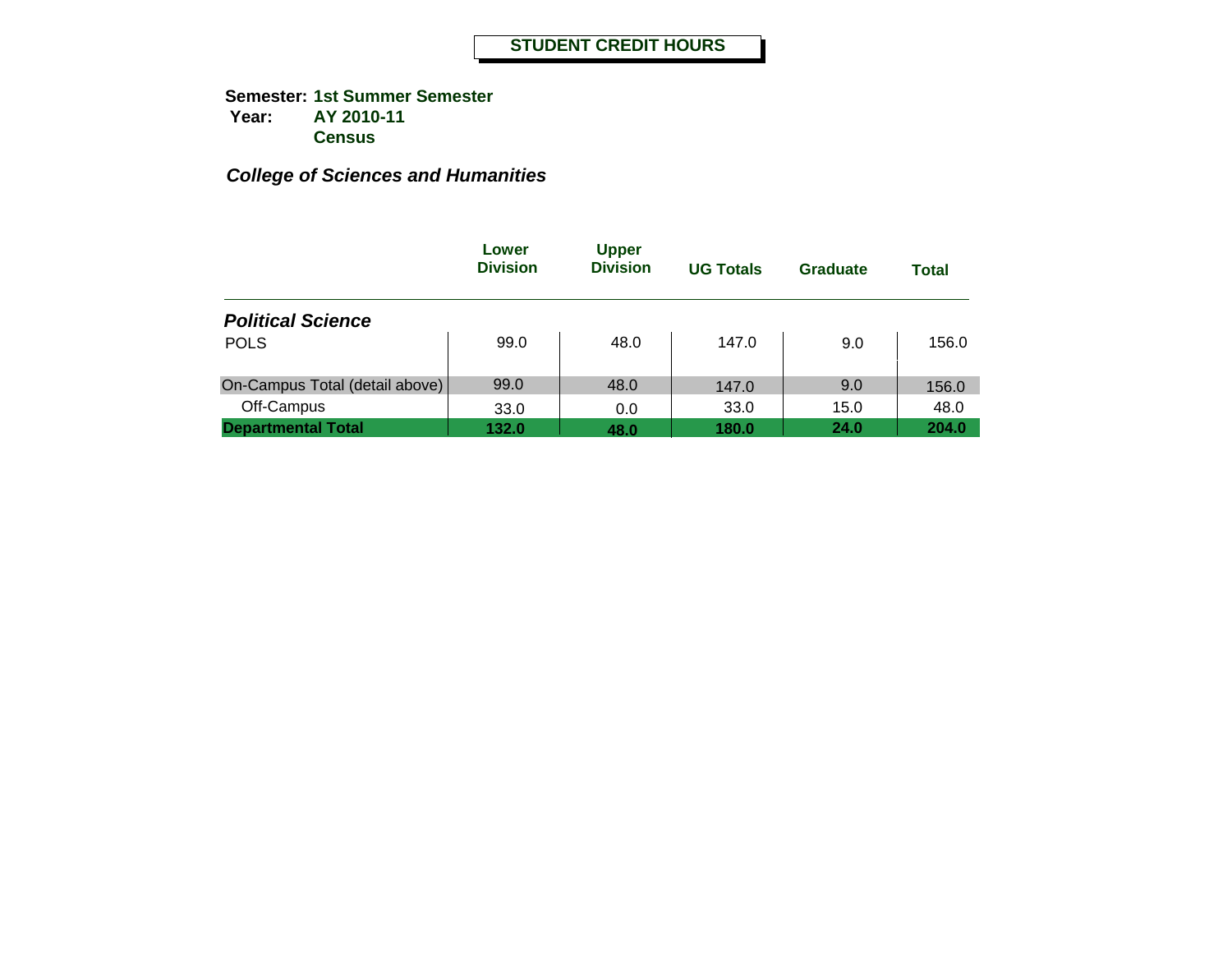**STUDENT CREDIT HOURS**

**Semester: 1st Summer Semester**
**Year: AY 2010-11**
**Census**

***College of Sciences and Humanities***

| | Lower Division | Upper Division | UG Totals | Graduate | Total |
|---|---|---|---|---|---|
| ***Political Science*** | | | | | |
| POLS | 99.0 | 48.0 | 147.0 | 9.0 | 156.0 |
| On-Campus Total (detail above) | 99.0 | 48.0 | 147.0 | 9.0 | 156.0 |
| Off-Campus | 33.0 | 0.0 | 33.0 | 15.0 | 48.0 |
| **Departmental Total** | **132.0** | **48.0** | **180.0** | **24.0** | **204.0** |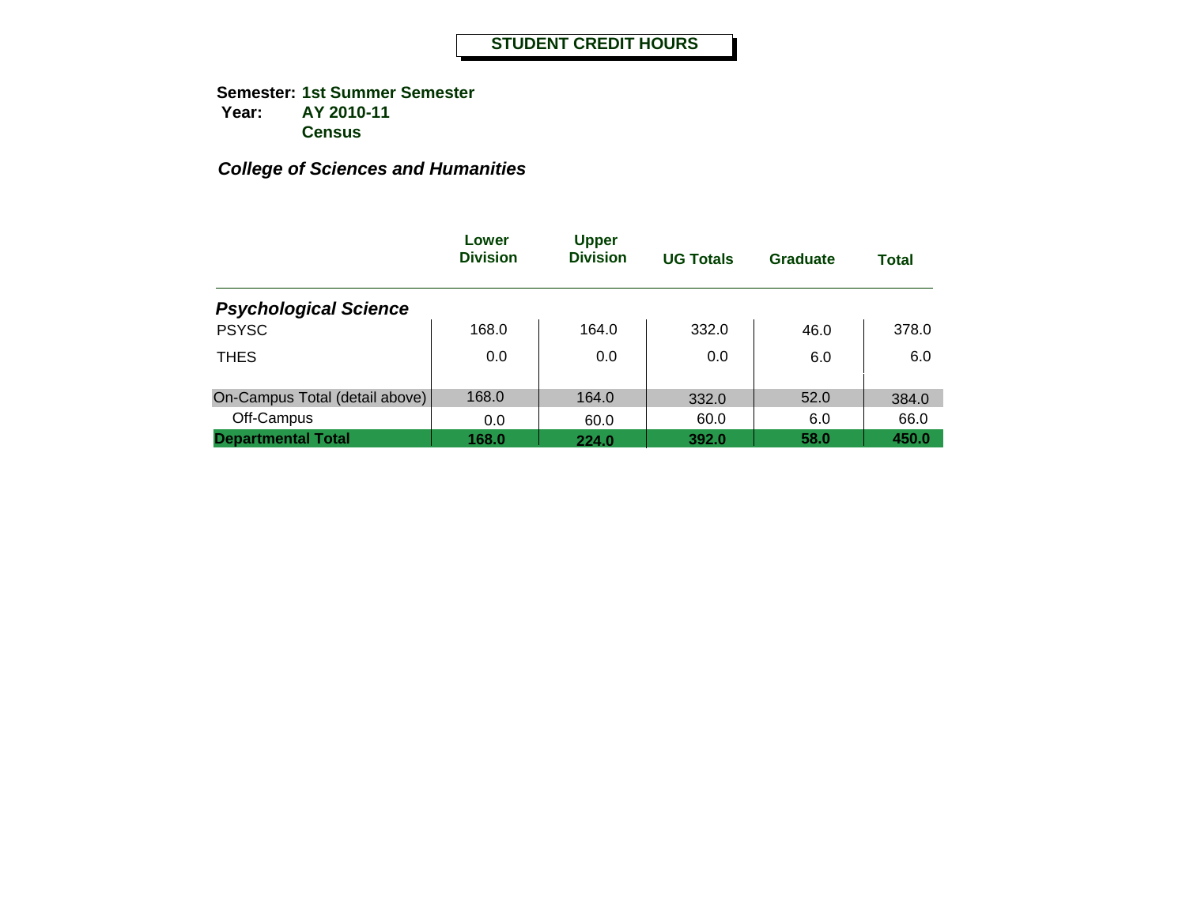# STUDENT CREDIT HOURS

**Semester:** **1st Summer Semester**
**Year:** **AY 2010-11**
**Census**

***College of Sciences and Humanities***

| | Lower Division | Upper Division | UG Totals | Graduate | Total |
|---|---|---|---|---|---|
| ***Psychological Science*** | | | | | |
| PSYSC | 168.0 | 164.0 | 332.0 | 46.0 | 378.0 |
| THES | 0.0 | 0.0 | 0.0 | 6.0 | 6.0 |
| On-Campus Total (detail above) | 168.0 | 164.0 | 332.0 | 52.0 | 384.0 |
| Off-Campus | 0.0 | 60.0 | 60.0 | 6.0 | 66.0 |
| **Departmental Total** | **168.0** | **224.0** | **392.0** | **58.0** | **450.0** |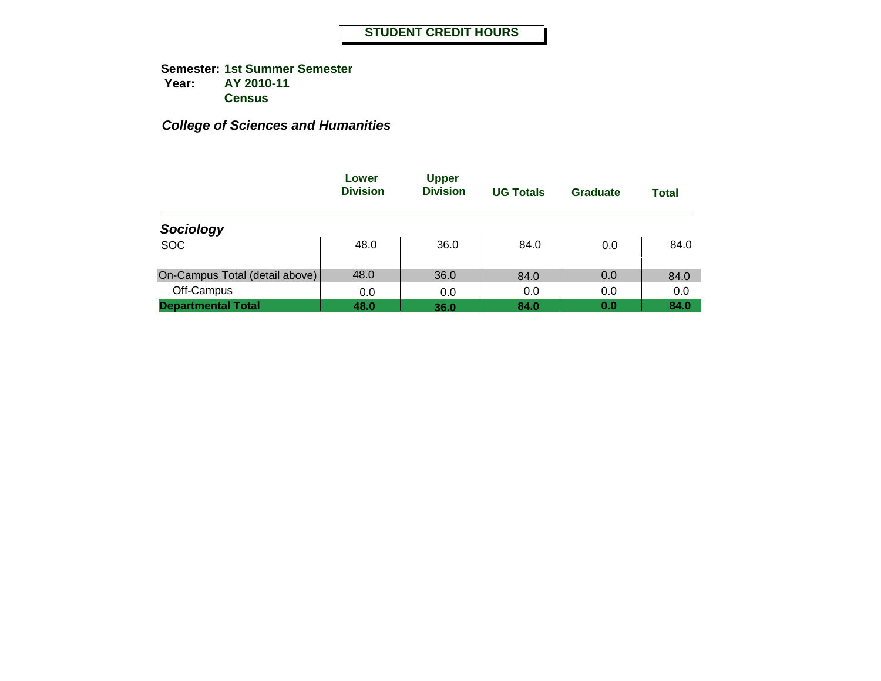# STUDENT CREDIT HOURS

**Semester:** **1st Summer Semester**
**Year:** **AY 2010-11**
**Census**

***College of Sciences and Humanities***

| | Lower Division | Upper Division | UG Totals | Graduate | Total |
|---|---|---|---|---|---|
| ***Sociology*** | | | | | |
| SOC | 48.0 | 36.0 | 84.0 | 0.0 | 84.0 |
| On-Campus Total (detail above) | 48.0 | 36.0 | 84.0 | 0.0 | 84.0 |
| Off-Campus | 0.0 | 0.0 | 0.0 | 0.0 | 0.0 |
| **Departmental Total** | **48.0** | **36.0** | **84.0** | **0.0** | **84.0** |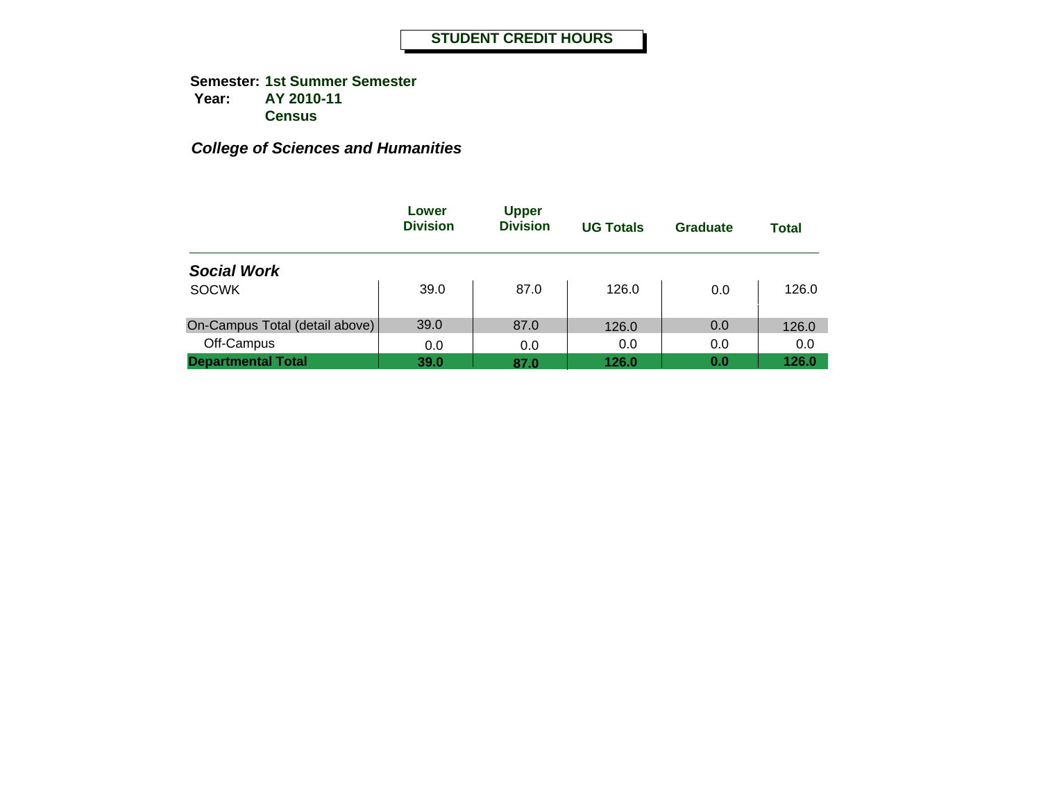# STUDENT CREDIT HOURS

**Semester:** 1st Summer Semester
**Year:** AY 2010-11
Census

***College of Sciences and Humanities***

| | Lower Division | Upper Division | UG Totals | Graduate | Total |
|---|---|---|---|---|---|
| ***Social Work*** | | | | | |
| SOCWK | 39.0 | 87.0 | 126.0 | 0.0 | 126.0 |
| On-Campus Total (detail above) | 39.0 | 87.0 | 126.0 | 0.0 | 126.0 |
| Off-Campus | 0.0 | 0.0 | 0.0 | 0.0 | 0.0 |
| **Departmental Total** | **39.0** | **87.0** | **126.0** | **0.0** | **126.0** |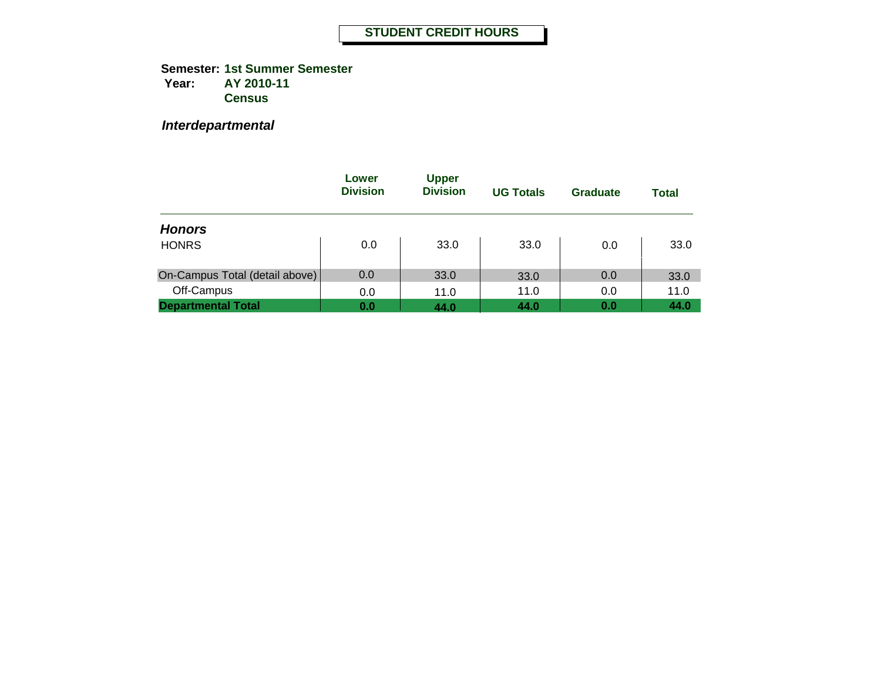# STUDENT CREDIT HOURS

**Semester:** **1st Summer Semester**
**Year:** **AY 2010-11**
**Census**

***Interdepartmental***

| | Lower Division | Upper Division | UG Totals | Graduate | Total |
|---|---|---|---|---|---|
| ***Honors*** | | | | | |
| HONRS | 0.0 | 33.0 | 33.0 | 0.0 | 33.0 |
| On-Campus Total (detail above) | 0.0 | 33.0 | 33.0 | 0.0 | 33.0 |
| Off-Campus | 0.0 | 11.0 | 11.0 | 0.0 | 11.0 |
| **Departmental Total** | **0.0** | **44.0** | **44.0** | **0.0** | **44.0** |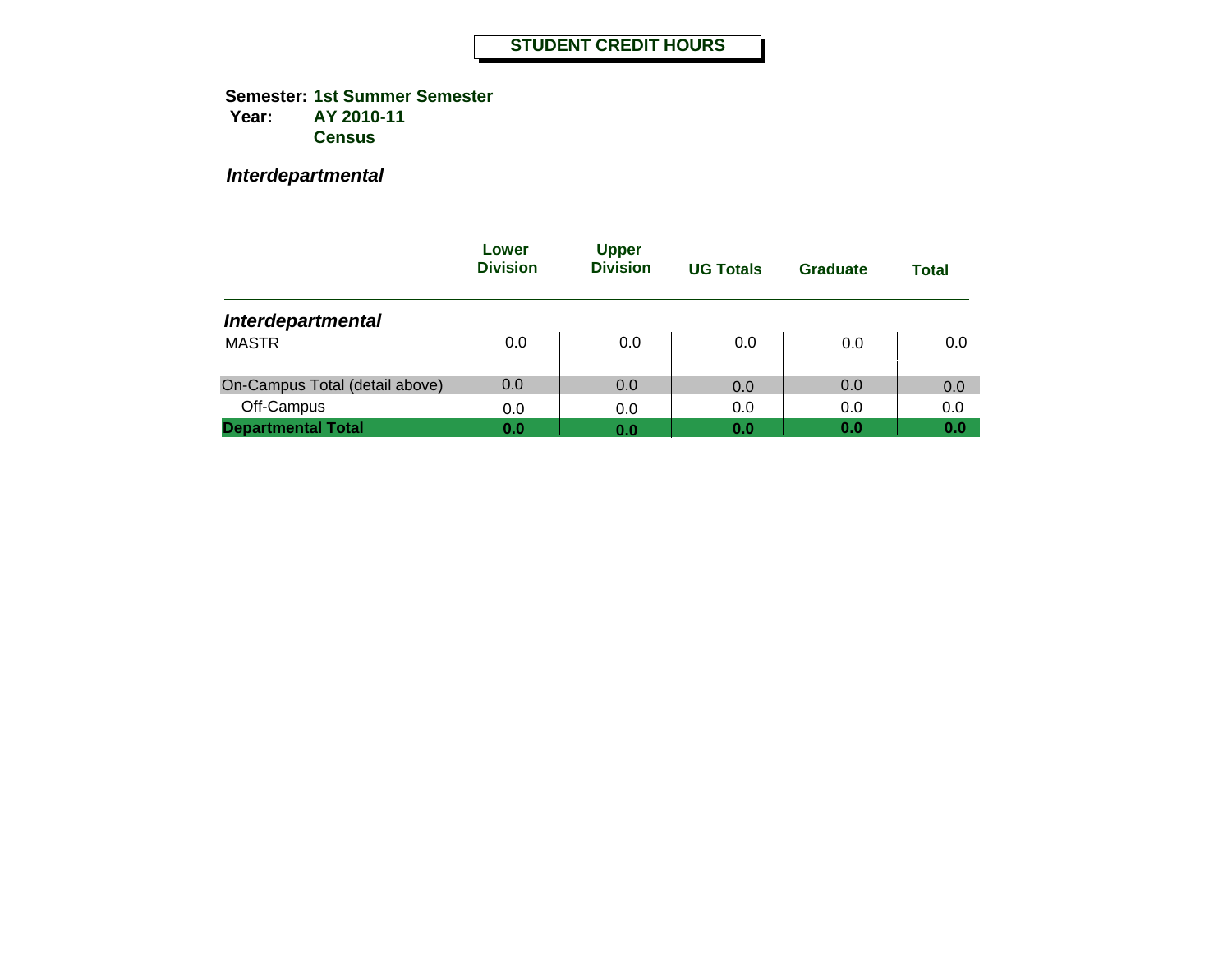# STUDENT CREDIT HOURS

**Semester:** **1st Summer Semester**
**Year:** **AY 2010-11**
**Census**

***Interdepartmental***

| | Lower Division | Upper Division | UG Totals | Graduate | Total |
|---|---|---|---|---|---|
| ***Interdepartmental*** | | | | | |
| MASTR | 0.0 | 0.0 | 0.0 | 0.0 | 0.0 |
| On-Campus Total (detail above) | 0.0 | 0.0 | 0.0 | 0.0 | 0.0 |
| Off-Campus | 0.0 | 0.0 | 0.0 | 0.0 | 0.0 |
| **Departmental Total** | **0.0** | **0.0** | **0.0** | **0.0** | **0.0** |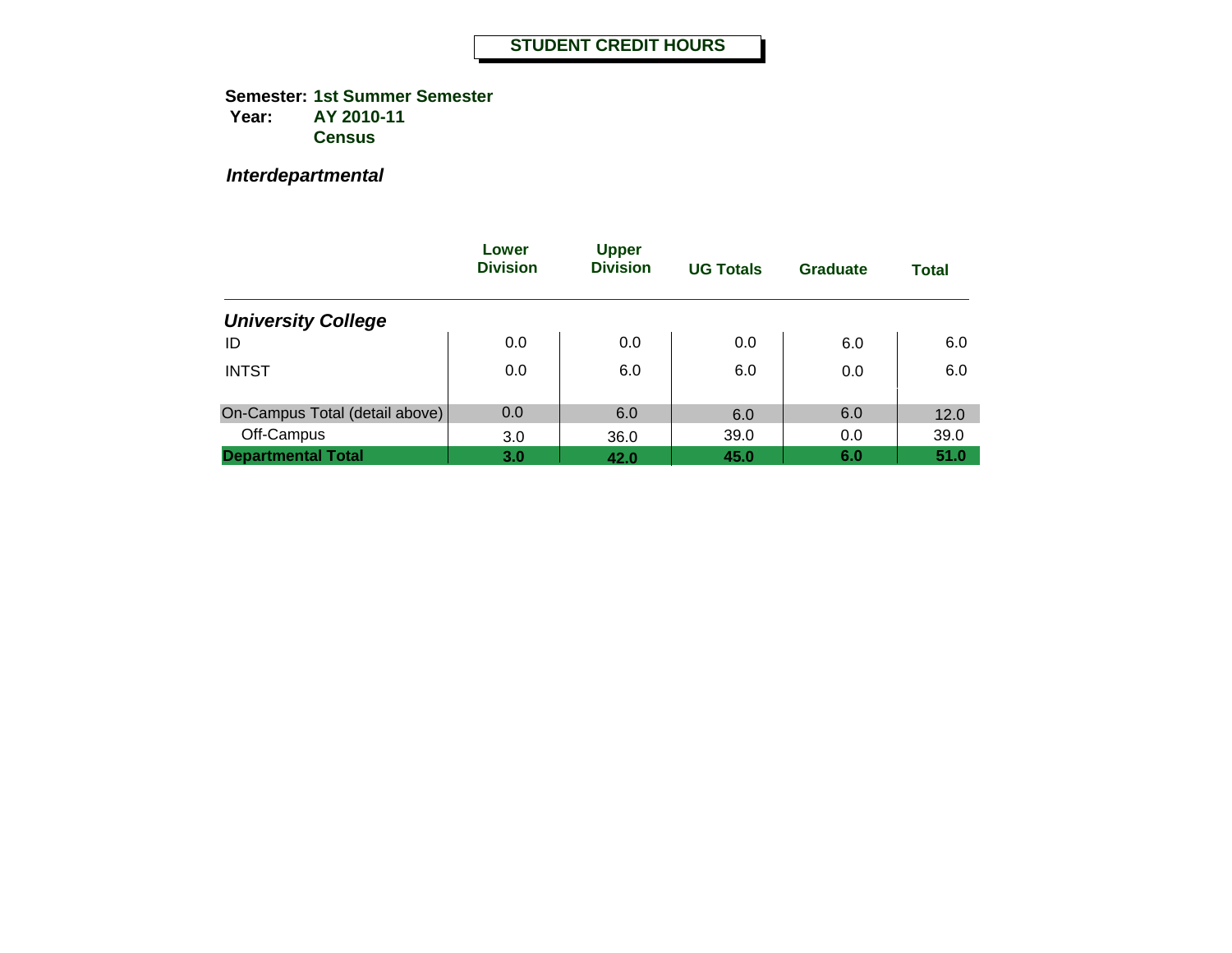## STUDENT CREDIT HOURS

**Semester: 1st Summer Semester**
**Year: AY 2010-11**
**Census**

***Interdepartmental***

| | Lower Division | Upper Division | UG Totals | Graduate | Total |
|---|---|---|---|---|---|
| ***University College*** | | | | | |
| ID | 0.0 | 0.0 | 0.0 | 6.0 | 6.0 |
| INTST | 0.0 | 6.0 | 6.0 | 0.0 | 6.0 |
| On-Campus Total (detail above) | 0.0 | 6.0 | 6.0 | 6.0 | 12.0 |
| Off-Campus | 3.0 | 36.0 | 39.0 | 0.0 | 39.0 |
| **Departmental Total** | **3.0** | **42.0** | **45.0** | **6.0** | **51.0** |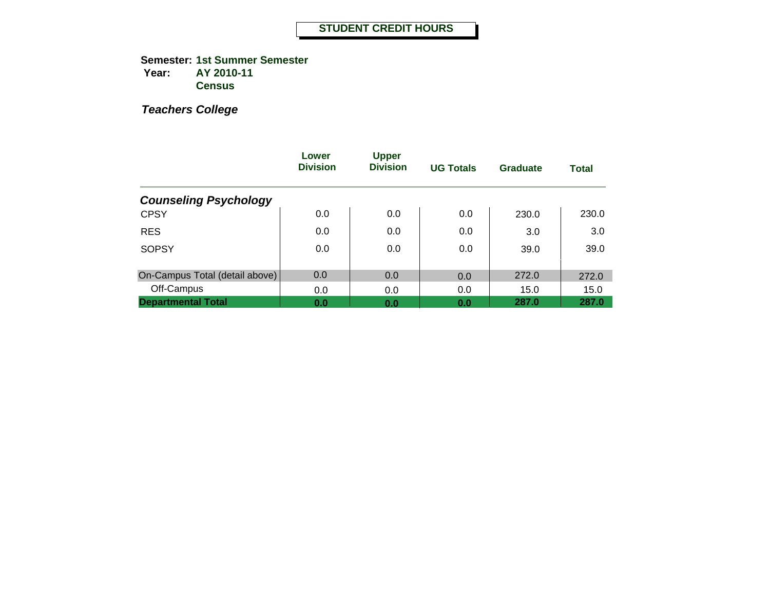# STUDENT CREDIT HOURS

**Semester:** **1st Summer Semester**
**Year:** **AY 2010-11**
**Census**

***Teachers College***

| | Lower Division | Upper Division | UG Totals | Graduate | Total |
|---|---|---|---|---|---|
| ***Counseling Psychology*** | | | | | |
| CPSY | 0.0 | 0.0 | 0.0 | 230.0 | 230.0 |
| RES | 0.0 | 0.0 | 0.0 | 3.0 | 3.0 |
| SOPSY | 0.0 | 0.0 | 0.0 | 39.0 | 39.0 |
| On-Campus Total (detail above) | 0.0 | 0.0 | 0.0 | 272.0 | 272.0 |
| Off-Campus | 0.0 | 0.0 | 0.0 | 15.0 | 15.0 |
| **Departmental Total** | **0.0** | **0.0** | **0.0** | **287.0** | **287.0** |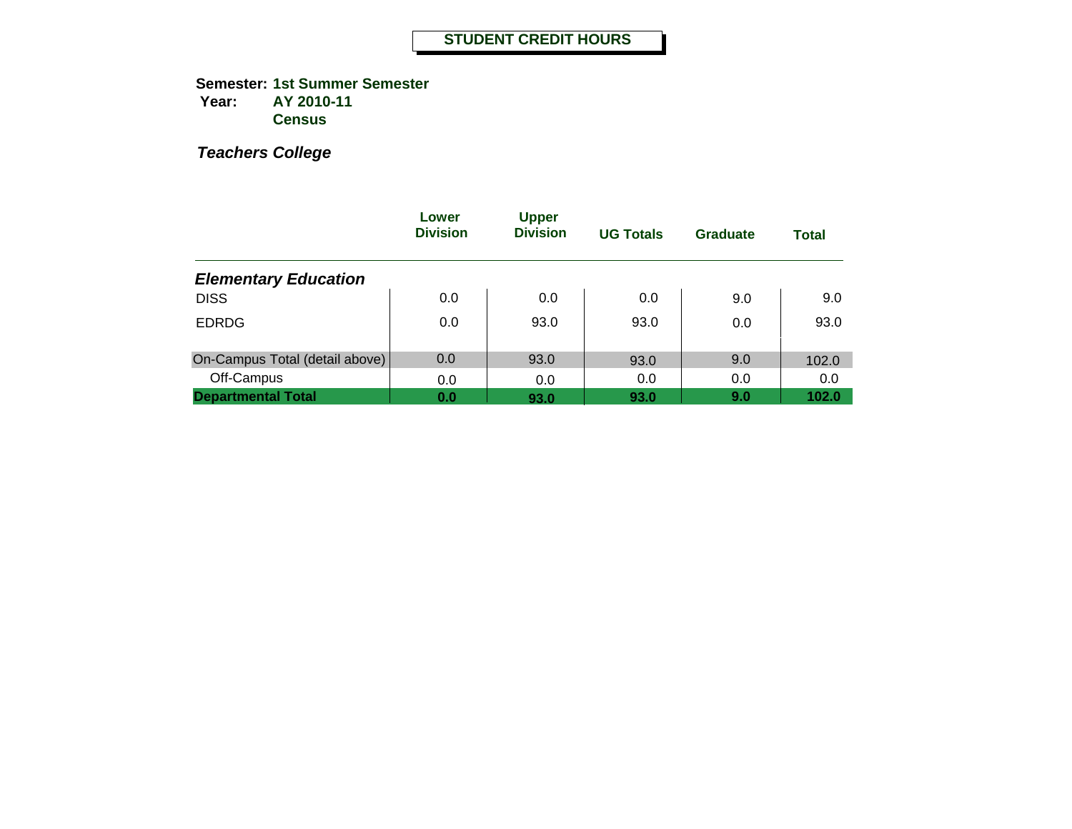# STUDENT CREDIT HOURS

**Semester:** **1st Summer Semester**
**Year:** **AY 2010-11**
**Census**

***Teachers College***

| | Lower Division | Upper Division | UG Totals | Graduate | Total |
|---|---|---|---|---|---|
| ***Elementary Education*** | | | | | |
| DISS | 0.0 | 0.0 | 0.0 | 9.0 | 9.0 |
| EDRDG | 0.0 | 93.0 | 93.0 | 0.0 | 93.0 |
| On-Campus Total (detail above) | 0.0 | 93.0 | 93.0 | 9.0 | 102.0 |
| Off-Campus | 0.0 | 0.0 | 0.0 | 0.0 | 0.0 |
| **Departmental Total** | **0.0** | **93.0** | **93.0** | **9.0** | **102.0** |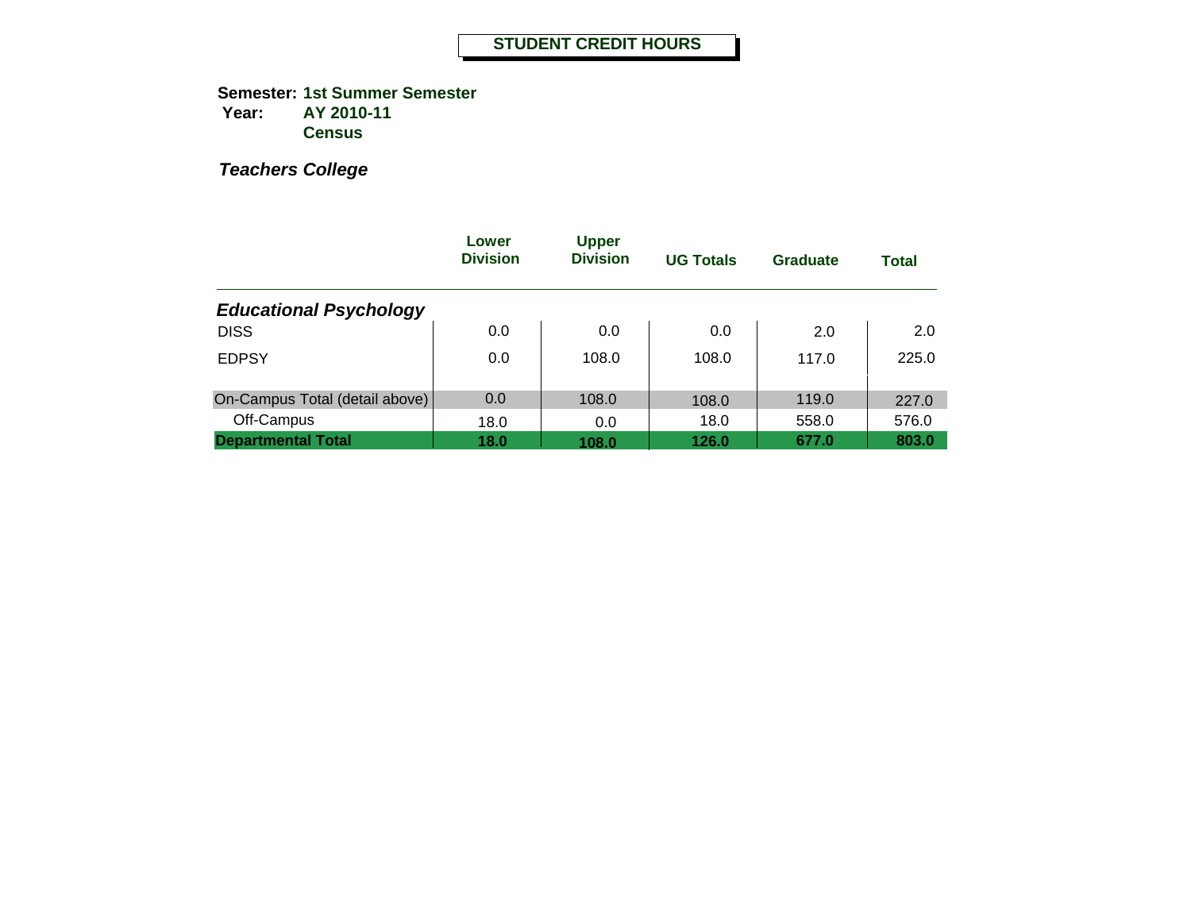# STUDENT CREDIT HOURS

**Semester:** **1st Summer Semester**
**Year:** **AY 2010-11**
**Census**

***Teachers College***

| | Lower Division | Upper Division | UG Totals | Graduate | Total |
|---|---|---|---|---|---|
| ***Educational Psychology*** | | | | | |
| DISS | 0.0 | 0.0 | 0.0 | 2.0 | 2.0 |
| EDPSY | 0.0 | 108.0 | 108.0 | 117.0 | 225.0 |
| On-Campus Total (detail above) | 0.0 | 108.0 | 108.0 | 119.0 | 227.0 |
| Off-Campus | 18.0 | 0.0 | 18.0 | 558.0 | 576.0 |
| **Departmental Total** | **18.0** | **108.0** | **126.0** | **677.0** | **803.0** |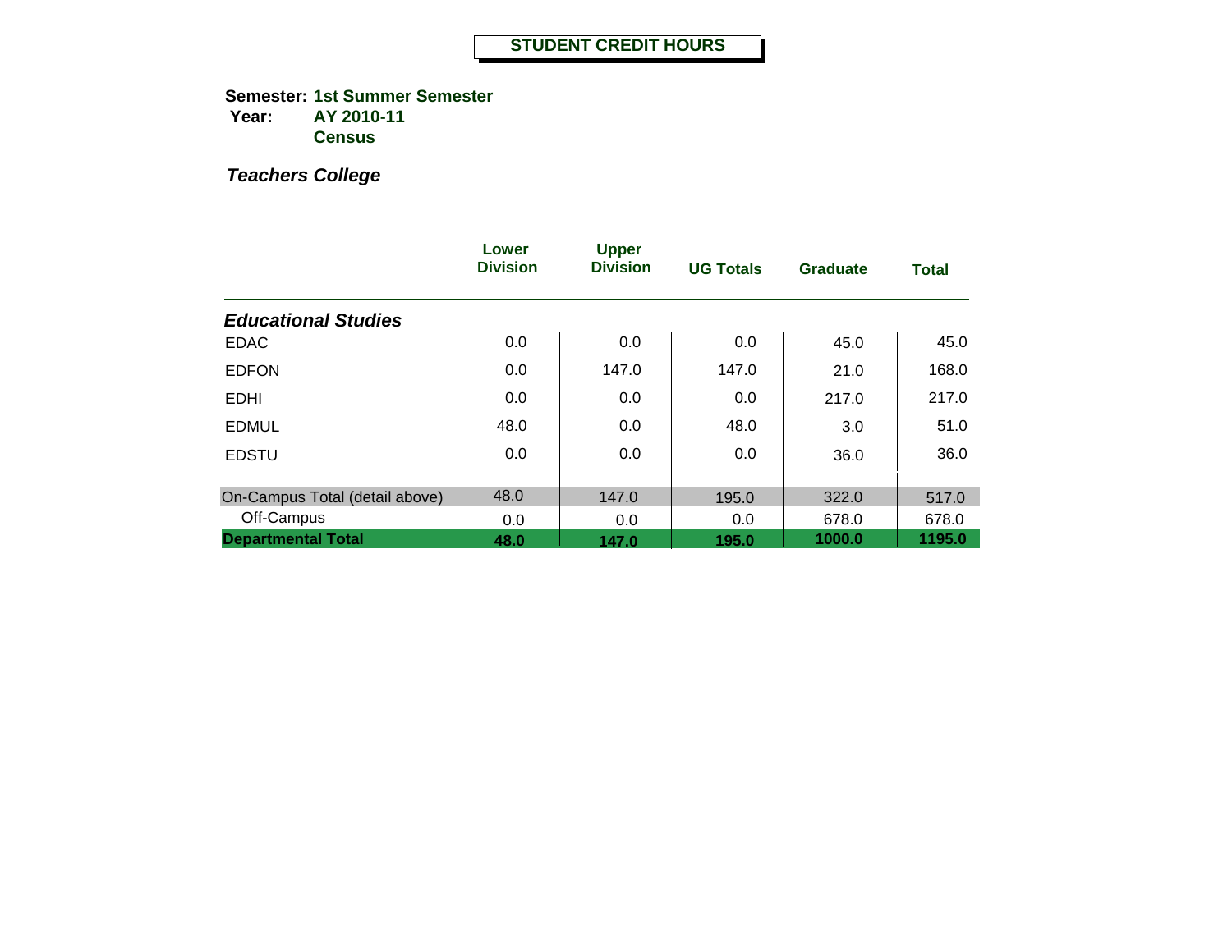# STUDENT CREDIT HOURS

**Semester:** **1st Summer Semester**
**Year:** **AY 2010-11**
**Census**

***Teachers College***

| | Lower Division | Upper Division | UG Totals | Graduate | Total |
|---|---|---|---|---|---|
| ***Educational Studies*** | | | | | |
| EDAC | 0.0 | 0.0 | 0.0 | 45.0 | 45.0 |
| EDFON | 0.0 | 147.0 | 147.0 | 21.0 | 168.0 |
| EDHI | 0.0 | 0.0 | 0.0 | 217.0 | 217.0 |
| EDMUL | 48.0 | 0.0 | 48.0 | 3.0 | 51.0 |
| EDSTU | 0.0 | 0.0 | 0.0 | 36.0 | 36.0 |
| On-Campus Total (detail above) | 48.0 | 147.0 | 195.0 | 322.0 | 517.0 |
| Off-Campus | 0.0 | 0.0 | 0.0 | 678.0 | 678.0 |
| **Departmental Total** | **48.0** | **147.0** | **195.0** | **1000.0** | **1195.0** |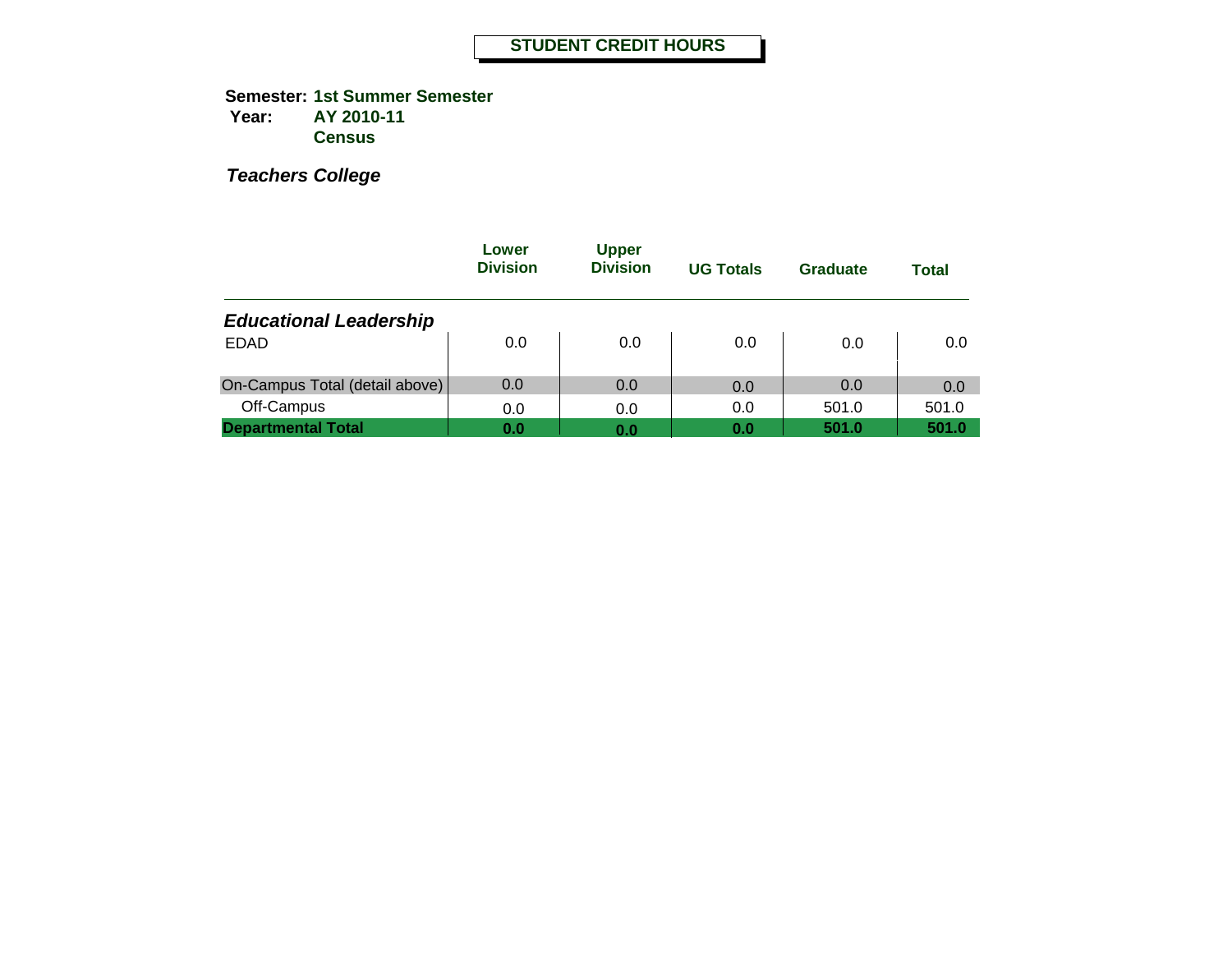# STUDENT CREDIT HOURS

**Semester:** **1st Summer Semester**
**Year:** **AY 2010-11**
**Census**

***Teachers College***

| | Lower Division | Upper Division | UG Totals | Graduate | Total |
|---|---|---|---|---|---|
| ***Educational Leadership*** | | | | | |
| EDAD | 0.0 | 0.0 | 0.0 | 0.0 | 0.0 |
| On-Campus Total (detail above) | 0.0 | 0.0 | 0.0 | 0.0 | 0.0 |
| Off-Campus | 0.0 | 0.0 | 0.0 | 501.0 | 501.0 |
| **Departmental Total** | **0.0** | **0.0** | **0.0** | **501.0** | **501.0** |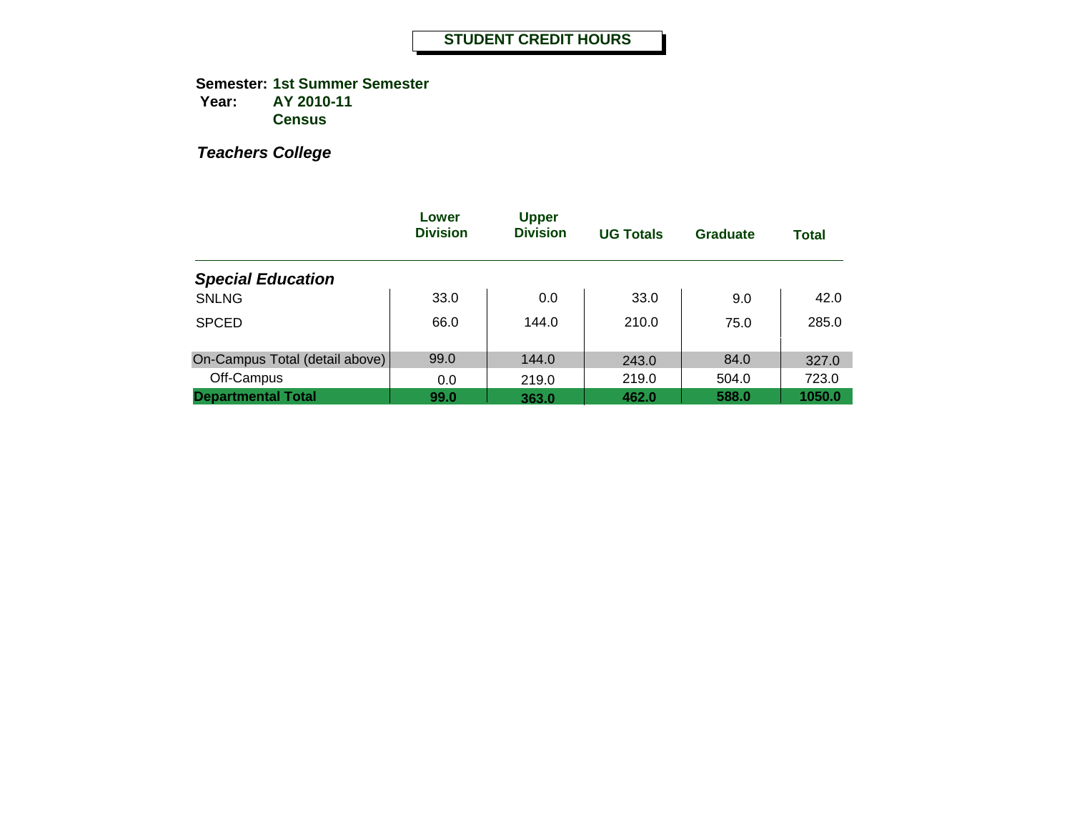# STUDENT CREDIT HOURS

**Semester:** **1st Summer Semester**
**Year:** **AY 2010-11**
**Census**

***Teachers College***

| | Lower Division | Upper Division | UG Totals | Graduate | Total |
|---|---|---|---|---|---|
| ***Special Education*** | | | | | |
| SNLNG | 33.0 | 0.0 | 33.0 | 9.0 | 42.0 |
| SPCED | 66.0 | 144.0 | 210.0 | 75.0 | 285.0 |
| On-Campus Total (detail above) | 99.0 | 144.0 | 243.0 | 84.0 | 327.0 |
| Off-Campus | 0.0 | 219.0 | 219.0 | 504.0 | 723.0 |
| **Departmental Total** | **99.0** | **363.0** | **462.0** | **588.0** | **1050.0** |